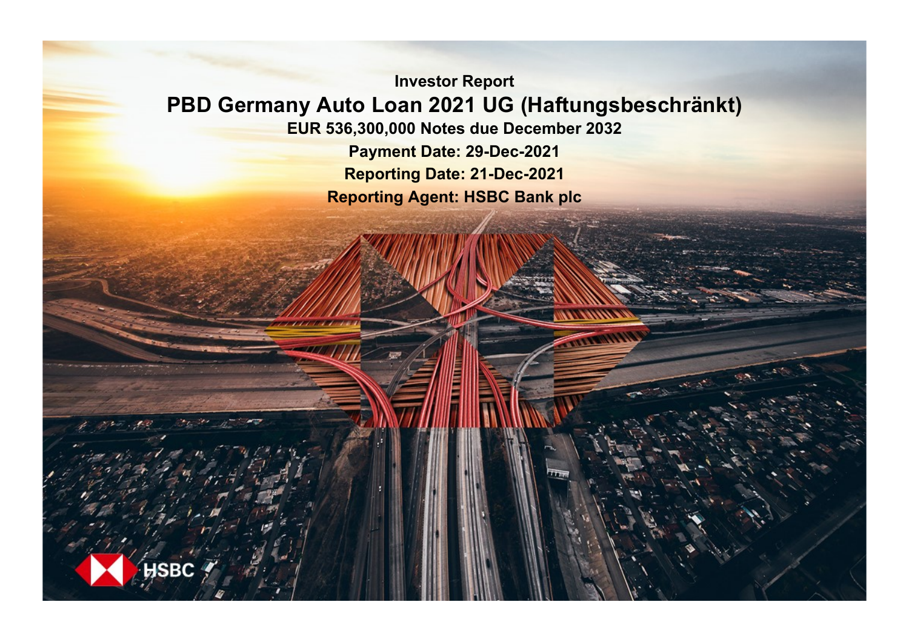Investor Report

# PBD Germany Auto Loan 2021 UG (Haftungsbeschränkt)

**EUR 536,300,000 Notes due December 2032**

**Payment Date: 29-Dec-2021**

**Reporting Date: 21-Dec-2021**

**Reporting Agent: HSBC Bank plc**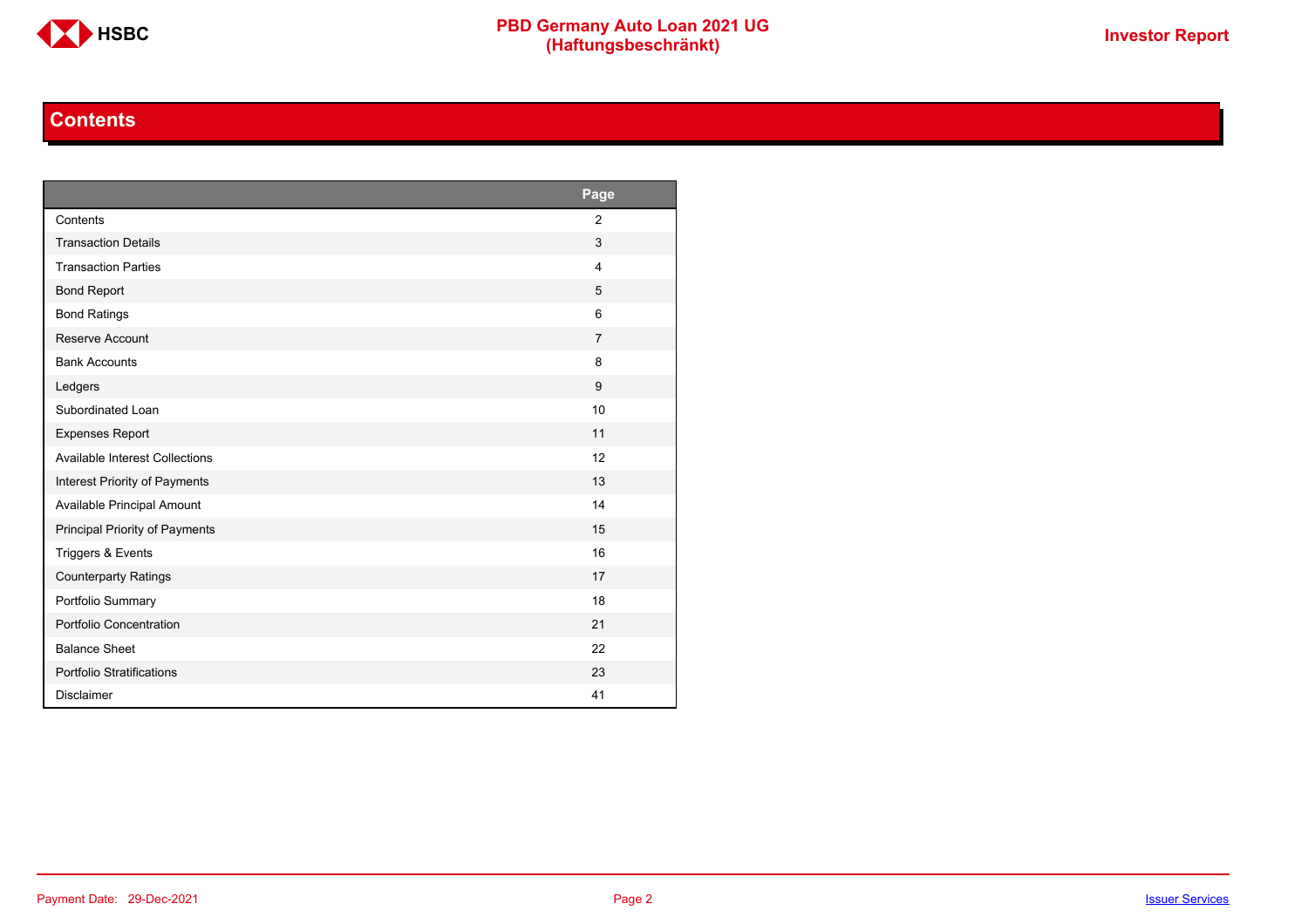## Contents

| | Page |
|---|---|
| Contents | 2 |
| Transaction Details | 3 |
| Transaction Parties | 4 |
| Bond Report | 5 |
| Bond Ratings | 6 |
| Reserve Account | 7 |
| Bank Accounts | 8 |
| Ledgers | 9 |
| Subordinated Loan | 10 |
| Expenses Report | 11 |
| Available Interest Collections | 12 |
| Interest Priority of Payments | 13 |
| Available Principal Amount | 14 |
| Principal Priority of Payments | 15 |
| Triggers & Events | 16 |
| Counterparty Ratings | 17 |
| Portfolio Summary | 18 |
| Portfolio Concentration | 21 |
| Balance Sheet | 22 |
| Portfolio Stratifications | 23 |
| Disclaimer | 41 |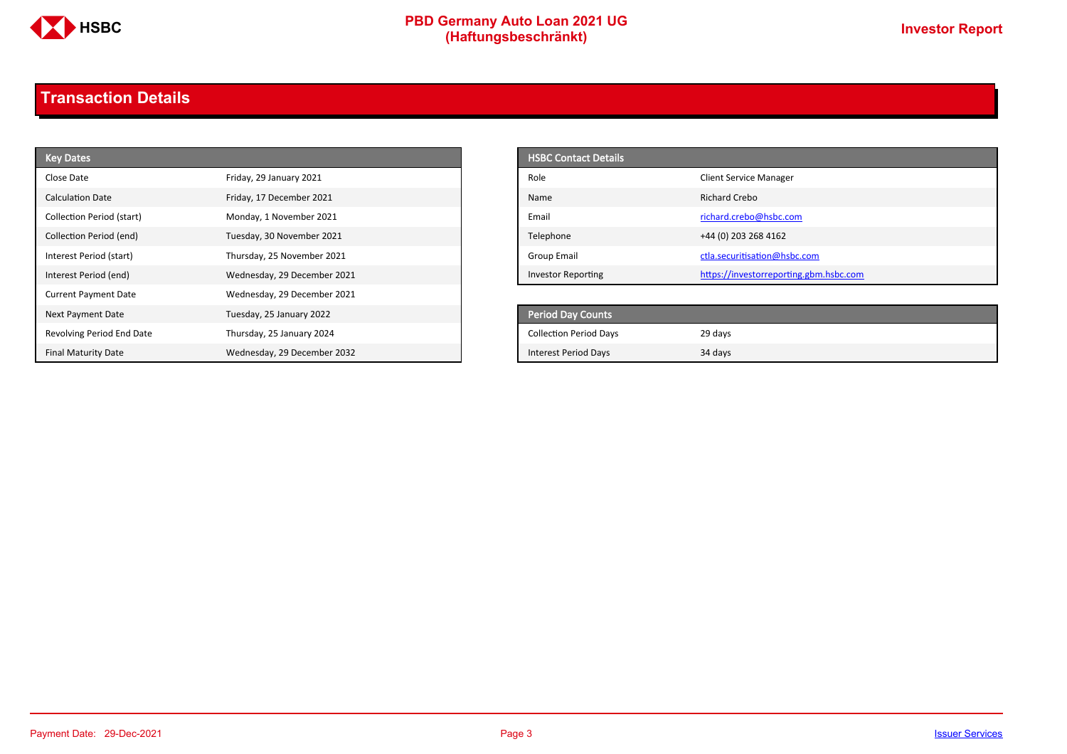# Transaction Details

| Key Dates | |
|---|---|
| Close Date | Friday, 29 January 2021 |
| Calculation Date | Friday, 17 December 2021 |
| Collection Period (start) | Monday, 1 November 2021 |
| Collection Period (end) | Tuesday, 30 November 2021 |
| Interest Period (start) | Thursday, 25 November 2021 |
| Interest Period (end) | Wednesday, 29 December 2021 |
| Current Payment Date | Wednesday, 29 December 2021 |
| Next Payment Date | Tuesday, 25 January 2022 |
| Revolving Period End Date | Thursday, 25 January 2024 |
| Final Maturity Date | Wednesday, 29 December 2032 |

| HSBC Contact Details | |
|---|---|
| Role | Client Service Manager |
| Name | Richard Crebo |
| Email | richard.crebo@hsbc.com |
| Telephone | +44 (0) 203 268 4162 |
| Group Email | ctla.securitisation@hsbc.com |
| Investor Reporting | https://investorreporting.gbm.hsbc.com |

| Period Day Counts | |
|---|---|
| Collection Period Days | 29 days |
| Interest Period Days | 34 days |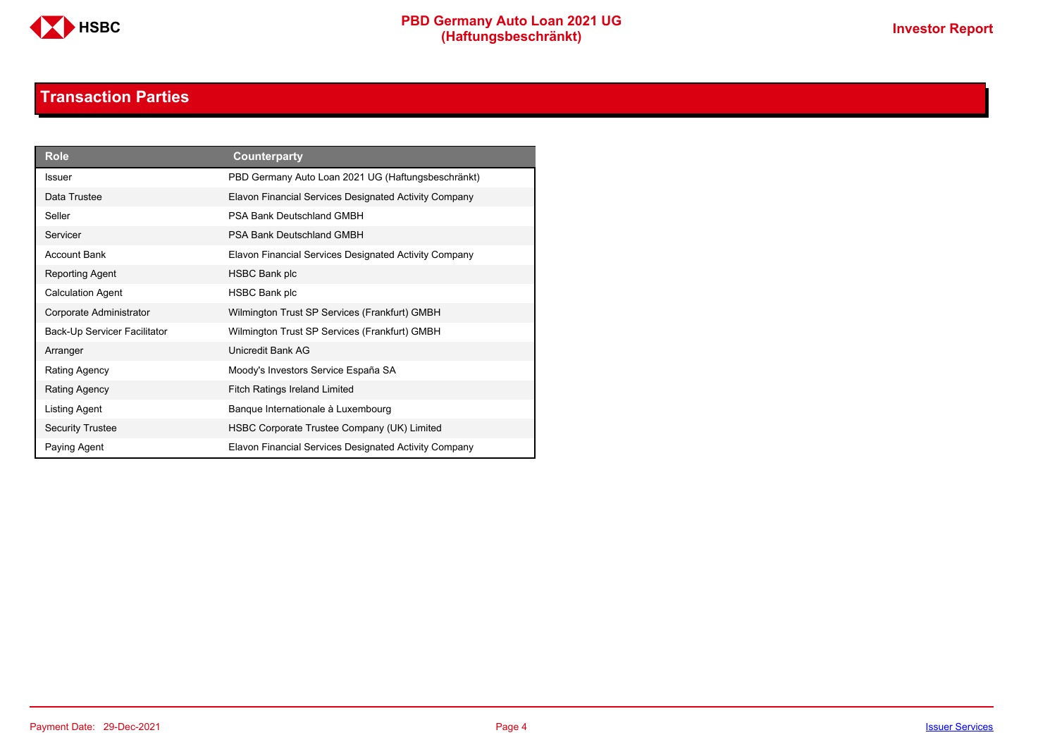## Transaction Parties

| Role | Counterparty |
|---|---|
| Issuer | PBD Germany Auto Loan 2021 UG (Haftungsbeschränkt) |
| Data Trustee | Elavon Financial Services Designated Activity Company |
| Seller | PSA Bank Deutschland GMBH |
| Servicer | PSA Bank Deutschland GMBH |
| Account Bank | Elavon Financial Services Designated Activity Company |
| Reporting Agent | HSBC Bank plc |
| Calculation Agent | HSBC Bank plc |
| Corporate Administrator | Wilmington Trust SP Services (Frankfurt) GMBH |
| Back-Up Servicer Facilitator | Wilmington Trust SP Services (Frankfurt) GMBH |
| Arranger | Unicredit Bank AG |
| Rating Agency | Moody's Investors Service España SA |
| Rating Agency | Fitch Ratings Ireland Limited |
| Listing Agent | Banque Internationale à Luxembourg |
| Security Trustee | HSBC Corporate Trustee Company (UK) Limited |
| Paying Agent | Elavon Financial Services Designated Activity Company |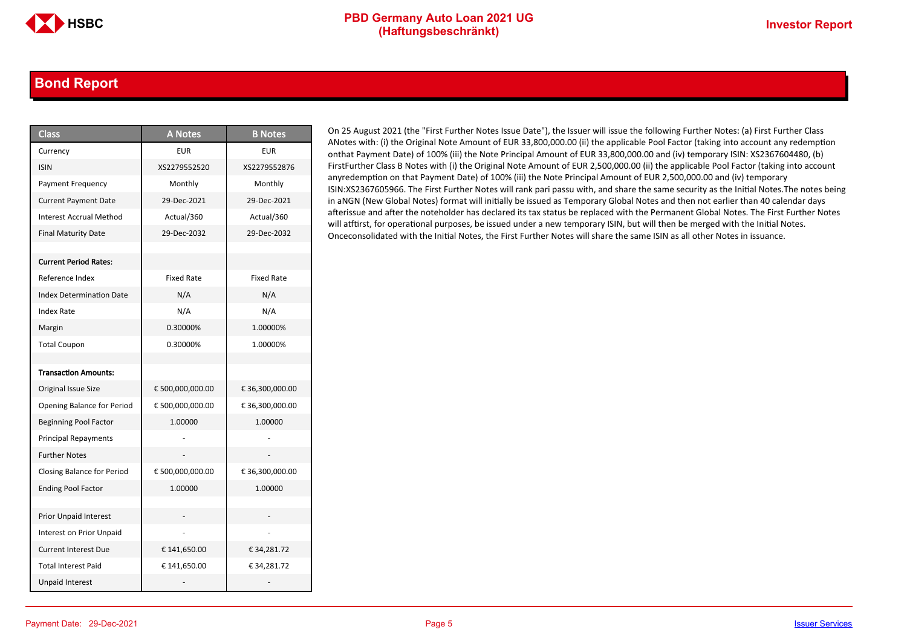## Bond Report

| Class | A Notes | B Notes |
|---|---|---|
| Currency | EUR | EUR |
| ISIN | XS2279552520 | XS2279552876 |
| Payment Frequency | Monthly | Monthly |
| Current Payment Date | 29-Dec-2021 | 29-Dec-2021 |
| Interest Accrual Method | Actual/360 | Actual/360 |
| Final Maturity Date | 29-Dec-2032 | 29-Dec-2032 |
| | | |
| **Current Period Rates:** | | |
| Reference Index | Fixed Rate | Fixed Rate |
| Index Determination Date | N/A | N/A |
| Index Rate | N/A | N/A |
| Margin | 0.30000% | 1.00000% |
| Total Coupon | 0.30000% | 1.00000% |
| | | |
| **Transaction Amounts:** | | |
| Original Issue Size | € 500,000,000.00 | € 36,300,000.00 |
| Opening Balance for Period | € 500,000,000.00 | € 36,300,000.00 |
| Beginning Pool Factor | 1.00000 | 1.00000 |
| Principal Repayments | - | - |
| Further Notes | - | - |
| Closing Balance for Period | € 500,000,000.00 | € 36,300,000.00 |
| Ending Pool Factor | 1.00000 | 1.00000 |
| | | |
| Prior Unpaid Interest | - | - |
| Interest on Prior Unpaid | - | - |
| Current Interest Due | € 141,650.00 | € 34,281.72 |
| Total Interest Paid | € 141,650.00 | € 34,281.72 |
| Unpaid Interest | - | - |

On 25 August 2021 (the "First Further Notes Issue Date"), the Issuer will issue the following Further Notes: (a) First Further Class ANotes with: (i) the Original Note Amount of EUR 33,800,000.00 (ii) the applicable Pool Factor (taking into account any redemption onthat Payment Date) of 100% (iii) the Note Principal Amount of EUR 33,800,000.00 and (iv) temporary ISIN: XS2367604480, (b) FirstFurther Class B Notes with (i) the Original Note Amount of EUR 2,500,000.00 (ii) the applicable Pool Factor (taking into account anyredemption on that Payment Date) of 100% (iii) the Note Principal Amount of EUR 2,500,000.00 and (iv) temporary ISIN:XS2367605966. The First Further Notes will rank pari passu with, and share the same security as the Initial Notes.The notes being in aNGN (New Global Notes) format will initially be issued as Temporary Global Notes and then not earlier than 40 calendar days afterissue and after the noteholder has declared its tax status be replaced with the Permanent Global Notes. The First Further Notes will atfirst, for operational purposes, be issued under a new temporary ISIN, but will then be merged with the Initial Notes. Onceconsolidated with the Initial Notes, the First Further Notes will share the same ISIN as all other Notes in issuance.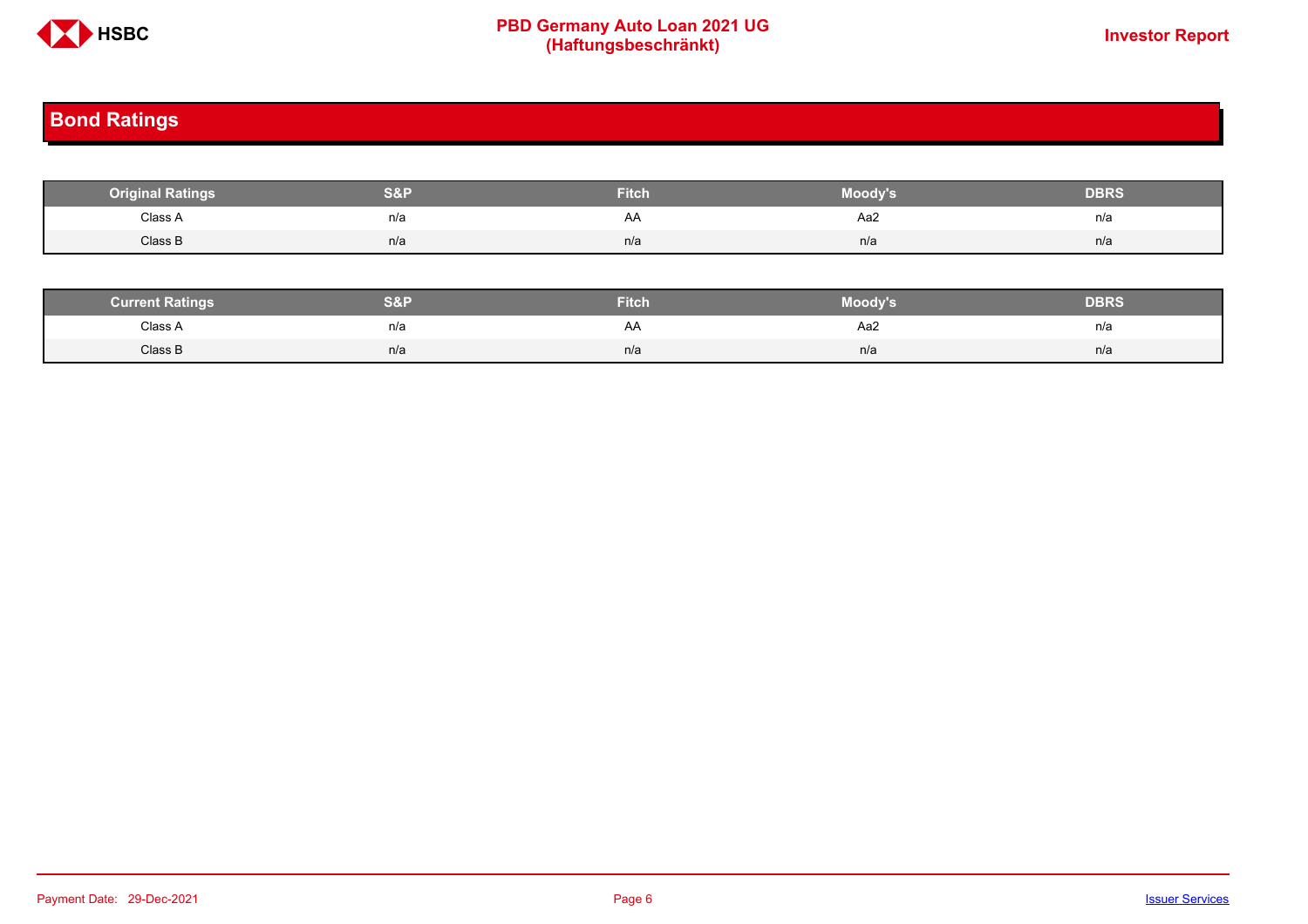## Bond Ratings

| Original Ratings | S&P | Fitch | Moody's | DBRS |
|---|---|---|---|---|
| Class A | n/a | AA | Aa2 | n/a |
| Class B | n/a | n/a | n/a | n/a |

| Current Ratings | S&P | Fitch | Moody's | DBRS |
|---|---|---|---|---|
| Class A | n/a | AA | Aa2 | n/a |
| Class B | n/a | n/a | n/a | n/a |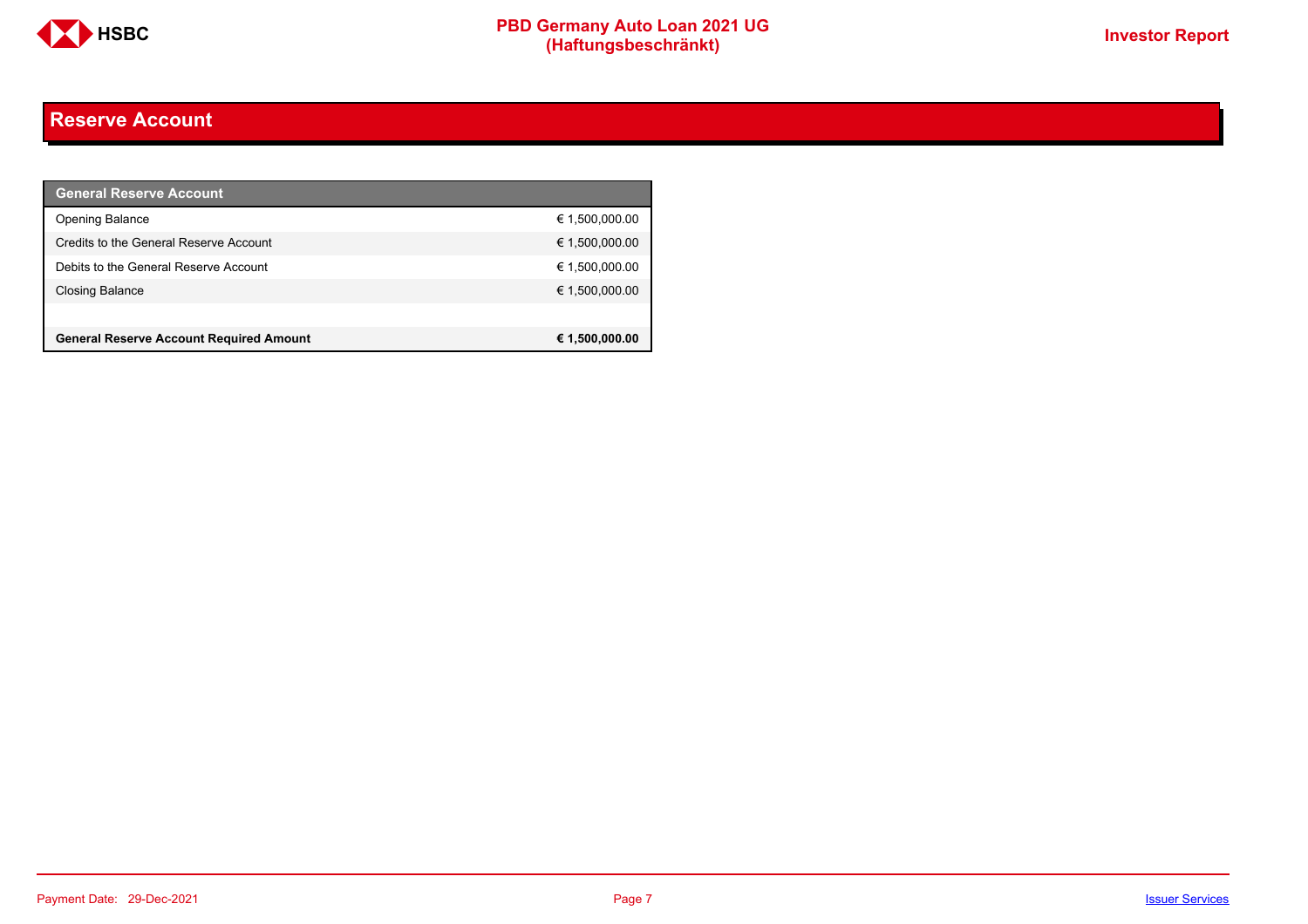## Reserve Account

| General Reserve Account | |
|---|---|
| Opening Balance | € 1,500,000.00 |
| Credits to the General Reserve Account | € 1,500,000.00 |
| Debits to the General Reserve Account | € 1,500,000.00 |
| Closing Balance | € 1,500,000.00 |
| | |
| **General Reserve Account Required Amount** | **€ 1,500,000.00** |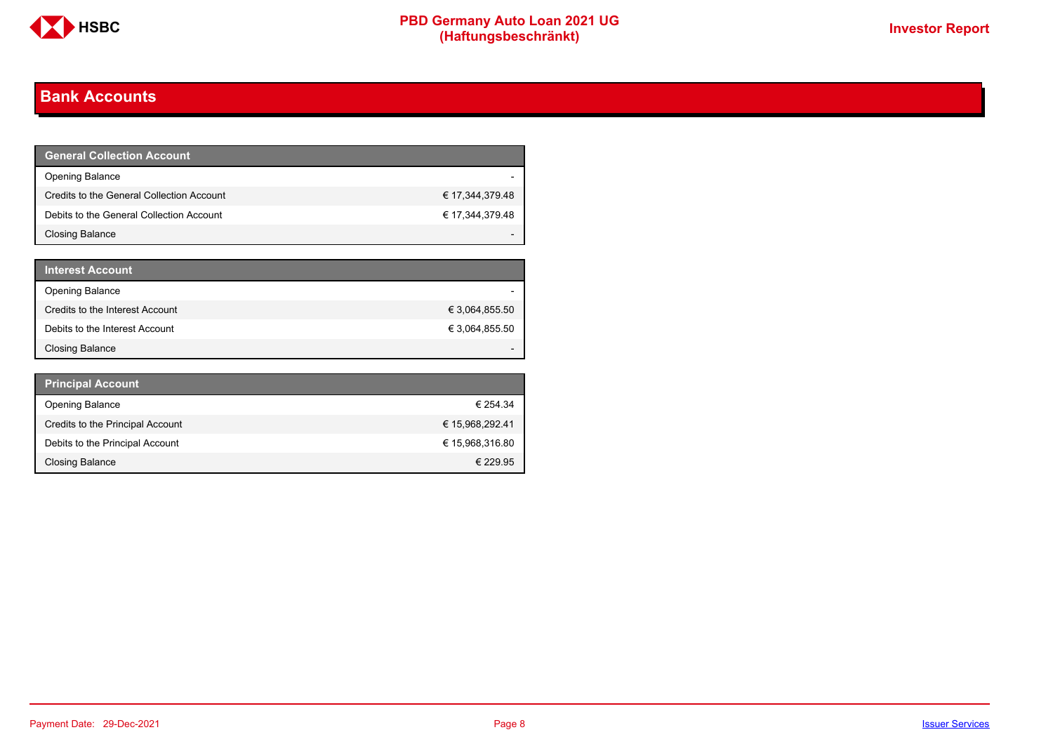## Bank Accounts

| General Collection Account | |
|---|---|
| Opening Balance | - |
| Credits to the General Collection Account | € 17,344,379.48 |
| Debits to the General Collection Account | € 17,344,379.48 |
| Closing Balance | - |

| Interest Account | |
|---|---|
| Opening Balance | - |
| Credits to the Interest Account | € 3,064,855.50 |
| Debits to the Interest Account | € 3,064,855.50 |
| Closing Balance | - |

| Principal Account | |
|---|---|
| Opening Balance | € 254.34 |
| Credits to the Principal Account | € 15,968,292.41 |
| Debits to the Principal Account | € 15,968,316.80 |
| Closing Balance | € 229.95 |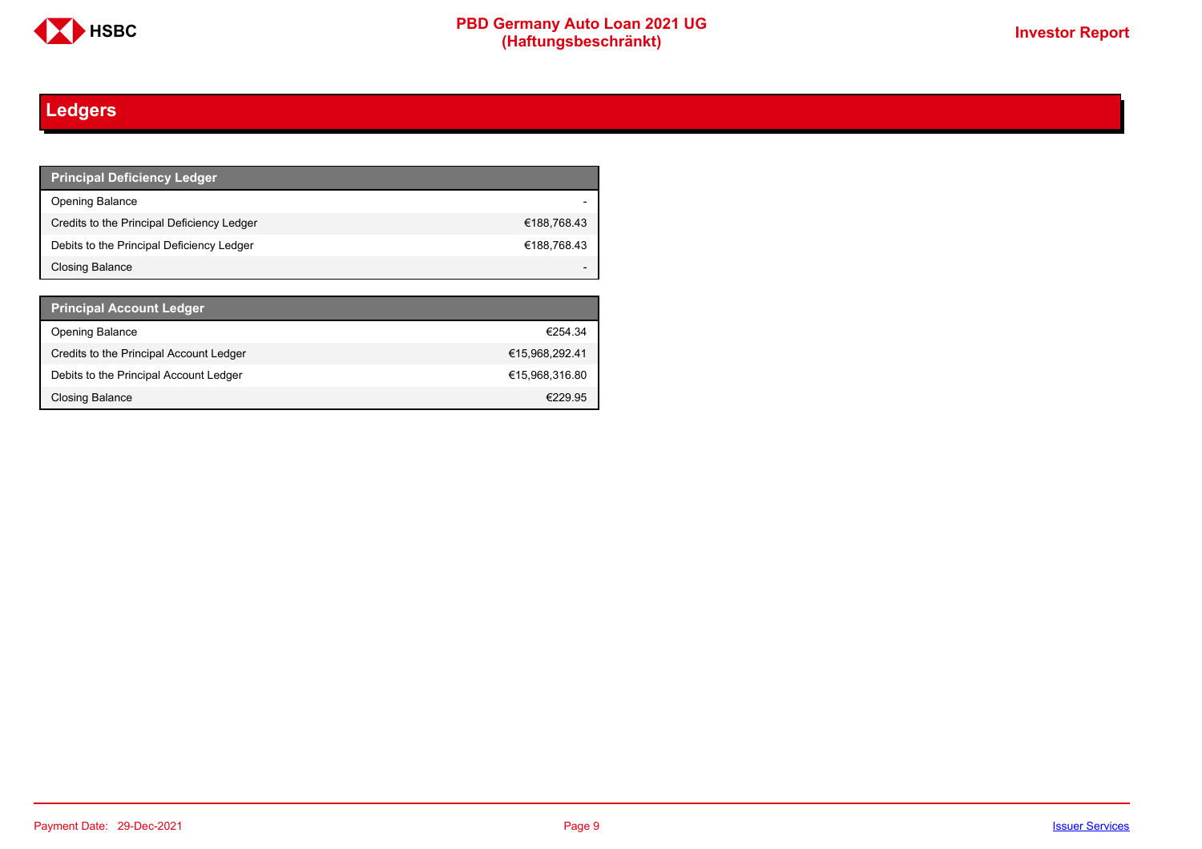# Ledgers

| Principal Deficiency Ledger | |
|---|---|
| Opening Balance | - |
| Credits to the Principal Deficiency Ledger | €188,768.43 |
| Debits to the Principal Deficiency Ledger | €188,768.43 |
| Closing Balance | - |

| Principal Account Ledger | |
|---|---|
| Opening Balance | €254.34 |
| Credits to the Principal Account Ledger | €15,968,292.41 |
| Debits to the Principal Account Ledger | €15,968,316.80 |
| Closing Balance | €229.95 |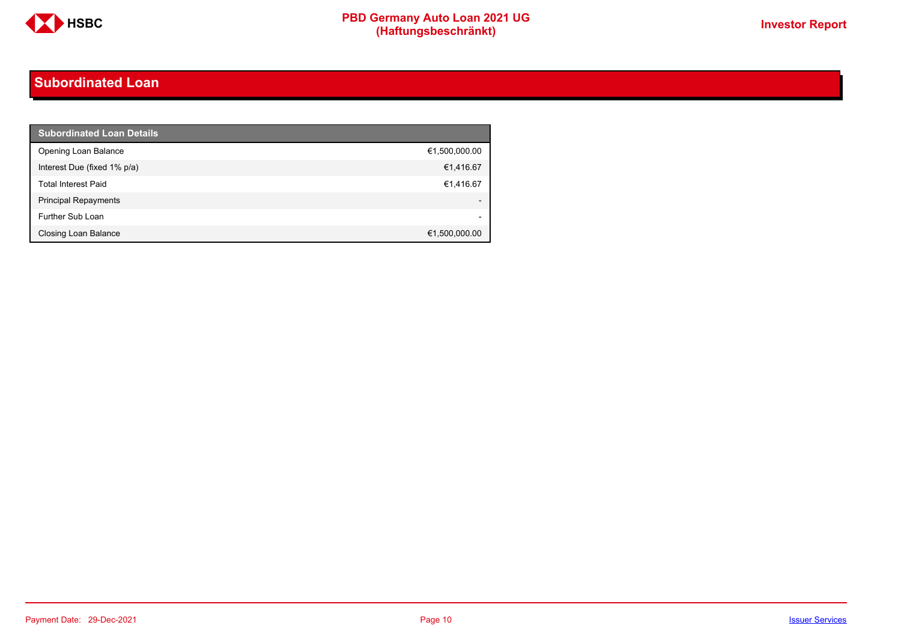## Subordinated Loan

| Subordinated Loan Details | |
|---|---|
| Opening Loan Balance | €1,500,000.00 |
| Interest Due (fixed 1% p/a) | €1,416.67 |
| Total Interest Paid | €1,416.67 |
| Principal Repayments | - |
| Further Sub Loan | - |
| Closing Loan Balance | €1,500,000.00 |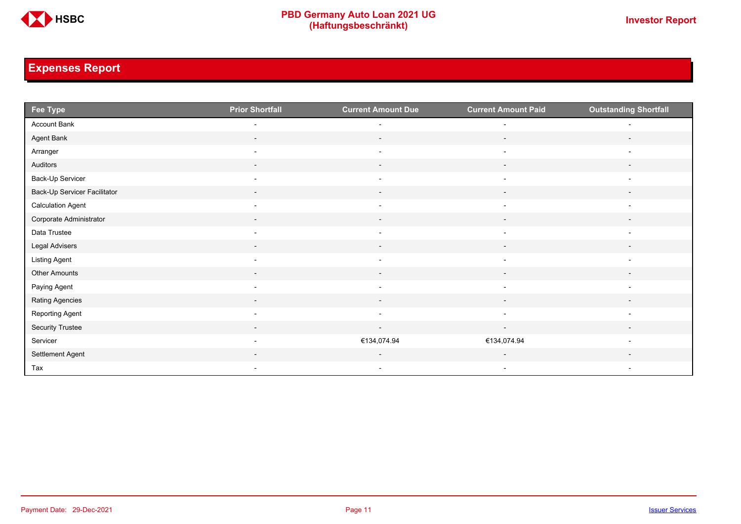# Expenses Report

| Fee Type | Prior Shortfall | Current Amount Due | Current Amount Paid | Outstanding Shortfall |
| --- | --- | --- | --- | --- |
| Account Bank | - | - | - | - |
| Agent Bank | - | - | - | - |
| Arranger | - | - | - | - |
| Auditors | - | - | - | - |
| Back-Up Servicer | - | - | - | - |
| Back-Up Servicer Facilitator | - | - | - | - |
| Calculation Agent | - | - | - | - |
| Corporate Administrator | - | - | - | - |
| Data Trustee | - | - | - | - |
| Legal Advisers | - | - | - | - |
| Listing Agent | - | - | - | - |
| Other Amounts | - | - | - | - |
| Paying Agent | - | - | - | - |
| Rating Agencies | - | - | - | - |
| Reporting Agent | - | - | - | - |
| Security Trustee | - | - | - | - |
| Servicer | - | €134,074.94 | €134,074.94 | - |
| Settlement Agent | - | - | - | - |
| Tax | - | - | - | - |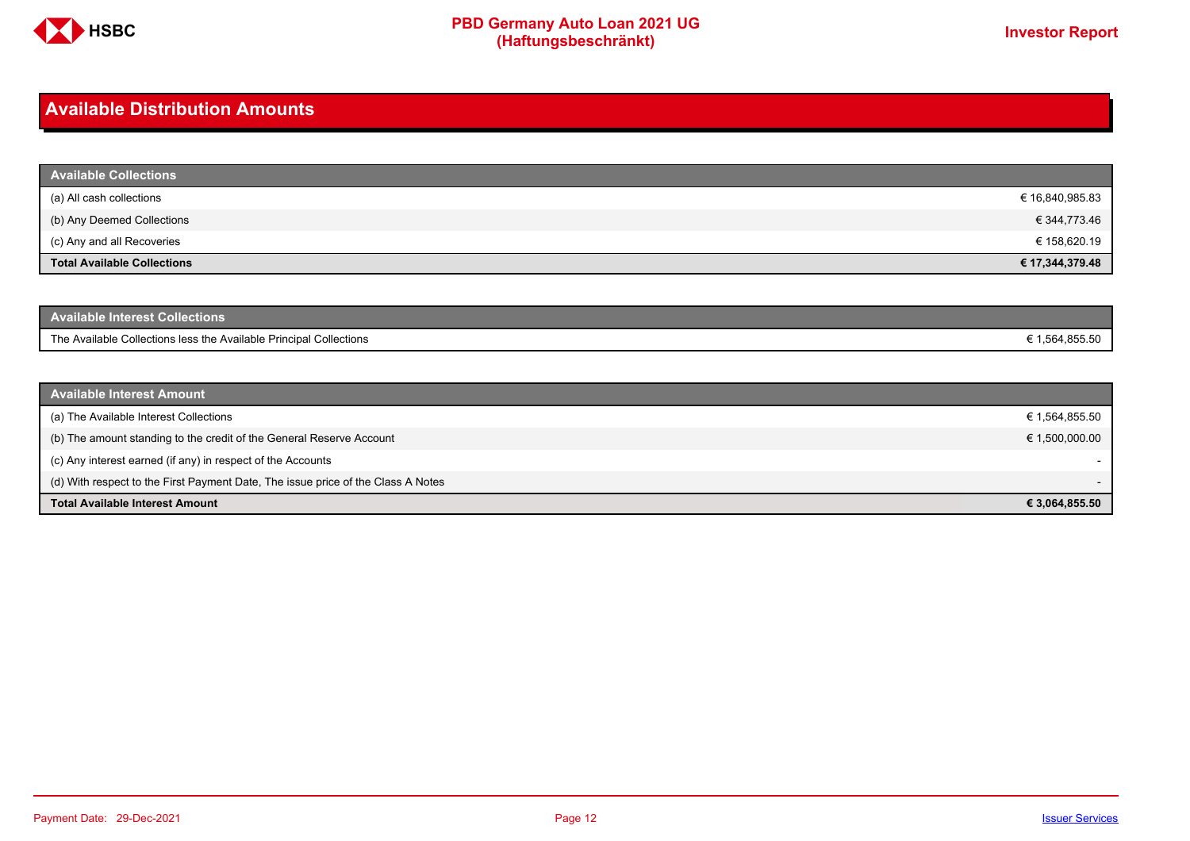# Available Distribution Amounts

| Available Collections | |
|---|---|
| (a) All cash collections | € 16,840,985.83 |
| (b) Any Deemed Collections | € 344,773.46 |
| (c) Any and all Recoveries | € 158,620.19 |
| **Total Available Collections** | **€ 17,344,379.48** |

| Available Interest Collections | |
|---|---|
| The Available Collections less the Available Principal Collections | € 1,564,855.50 |

| Available Interest Amount | |
|---|---|
| (a) The Available Interest Collections | € 1,564,855.50 |
| (b) The amount standing to the credit of the General Reserve Account | € 1,500,000.00 |
| (c) Any interest earned (if any) in respect of the Accounts | - |
| (d) With respect to the First Payment Date, The issue price of the Class A Notes | - |
| **Total Available Interest Amount** | **€ 3,064,855.50** |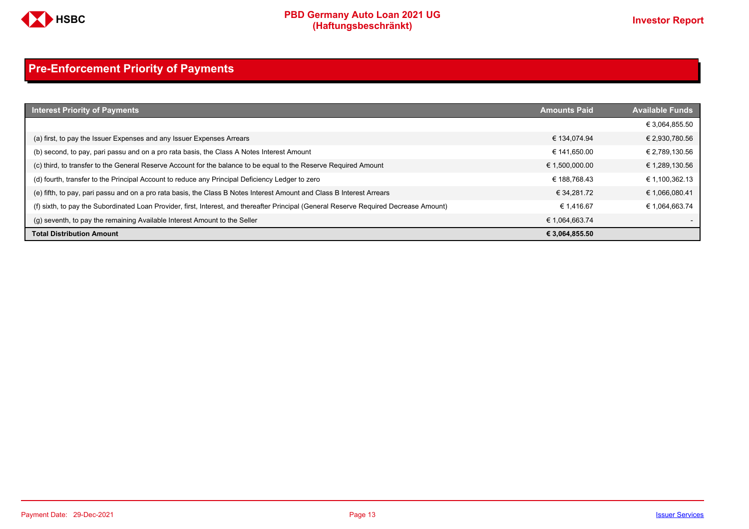# Pre-Enforcement Priority of Payments

| Interest Priority of Payments | Amounts Paid | Available Funds |
|---|---|---|
| | | € 3,064,855.50 |
| (a) first, to pay the Issuer Expenses and any Issuer Expenses Arrears | € 134,074.94 | € 2,930,780.56 |
| (b) second, to pay, pari passu and on a pro rata basis, the Class A Notes Interest Amount | € 141,650.00 | € 2,789,130.56 |
| (c) third, to transfer to the General Reserve Account for the balance to be equal to the Reserve Required Amount | € 1,500,000.00 | € 1,289,130.56 |
| (d) fourth, transfer to the Principal Account to reduce any Principal Deficiency Ledger to zero | € 188,768.43 | € 1,100,362.13 |
| (e) fifth, to pay, pari passu and on a pro rata basis, the Class B Notes Interest Amount and Class B Interest Arrears | € 34,281.72 | € 1,066,080.41 |
| (f) sixth, to pay the Subordinated Loan Provider, first, Interest, and thereafter Principal (General Reserve Required Decrease Amount) | € 1,416.67 | € 1,064,663.74 |
| (g) seventh, to pay the remaining Available Interest Amount to the Seller | € 1,064,663.74 | - |
| **Total Distribution Amount** | **€ 3,064,855.50** | |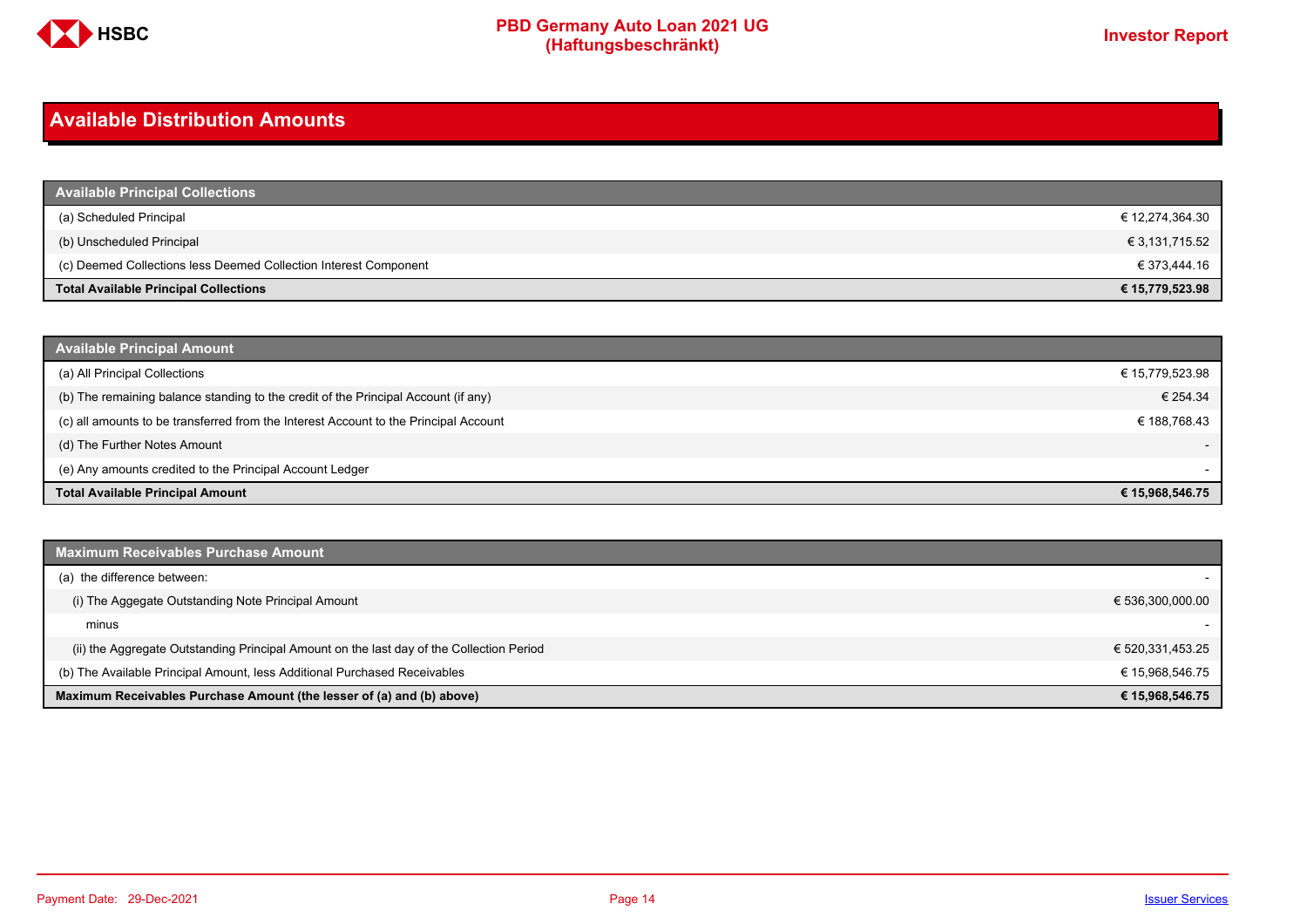# Available Distribution Amounts

| Available Principal Collections | |
|---|---|
| (a) Scheduled Principal | € 12,274,364.30 |
| (b) Unscheduled Principal | € 3,131,715.52 |
| (c) Deemed Collections less Deemed Collection Interest Component | € 373,444.16 |
| **Total Available Principal Collections** | **€ 15,779,523.98** |

| Available Principal Amount | |
|---|---|
| (a) All Principal Collections | € 15,779,523.98 |
| (b) The remaining balance standing to the credit of the Principal Account (if any) | € 254.34 |
| (c) all amounts to be transferred from the Interest Account to the Principal Account | € 188,768.43 |
| (d) The Further Notes Amount | - |
| (e) Any amounts credited to the Principal Account Ledger | - |
| **Total Available Principal Amount** | **€ 15,968,546.75** |

| Maximum Receivables Purchase Amount | |
|---|---|
| (a) the difference between: | - |
| (i) The Aggegate Outstanding Note Principal Amount | € 536,300,000.00 |
| minus | - |
| (ii) the Aggregate Outstanding Principal Amount on the last day of the Collection Period | € 520,331,453.25 |
| (b) The Available Principal Amount, less Additional Purchased Receivables | € 15,968,546.75 |
| **Maximum Receivables Purchase Amount (the lesser of (a) and (b) above)** | **€ 15,968,546.75** |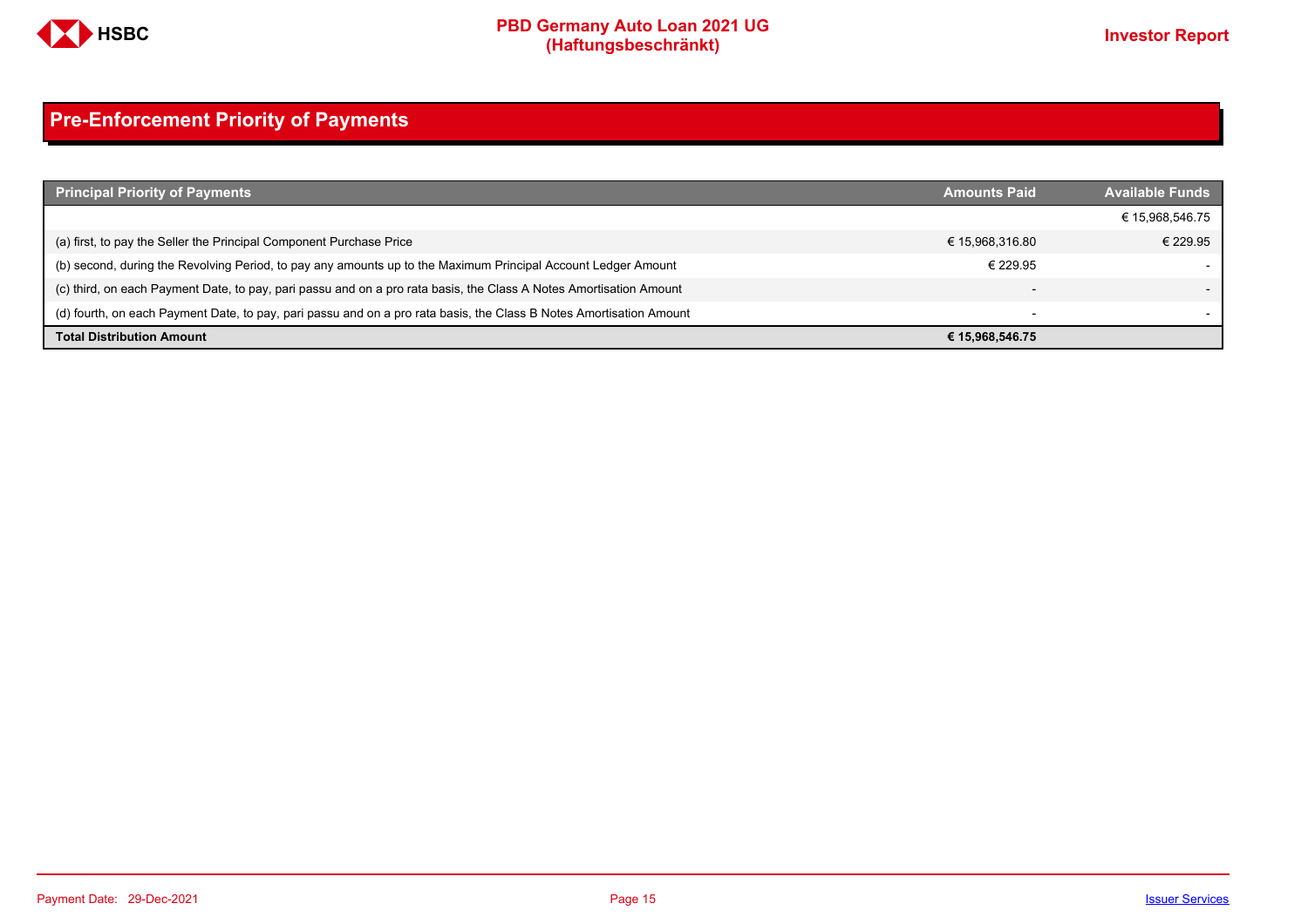## Pre-Enforcement Priority of Payments

| Principal Priority of Payments | Amounts Paid | Available Funds |
|---|---|---|
| | | € 15,968,546.75 |
| (a) first, to pay the Seller the Principal Component Purchase Price | € 15,968,316.80 | € 229.95 |
| (b) second, during the Revolving Period, to pay any amounts up to the Maximum Principal Account Ledger Amount | € 229.95 | - |
| (c) third, on each Payment Date, to pay, pari passu and on a pro rata basis, the Class A Notes Amortisation Amount | - | - |
| (d) fourth, on each Payment Date, to pay, pari passu and on a pro rata basis, the Class B Notes Amortisation Amount | - | - |
| **Total Distribution Amount** | **€ 15,968,546.75** | |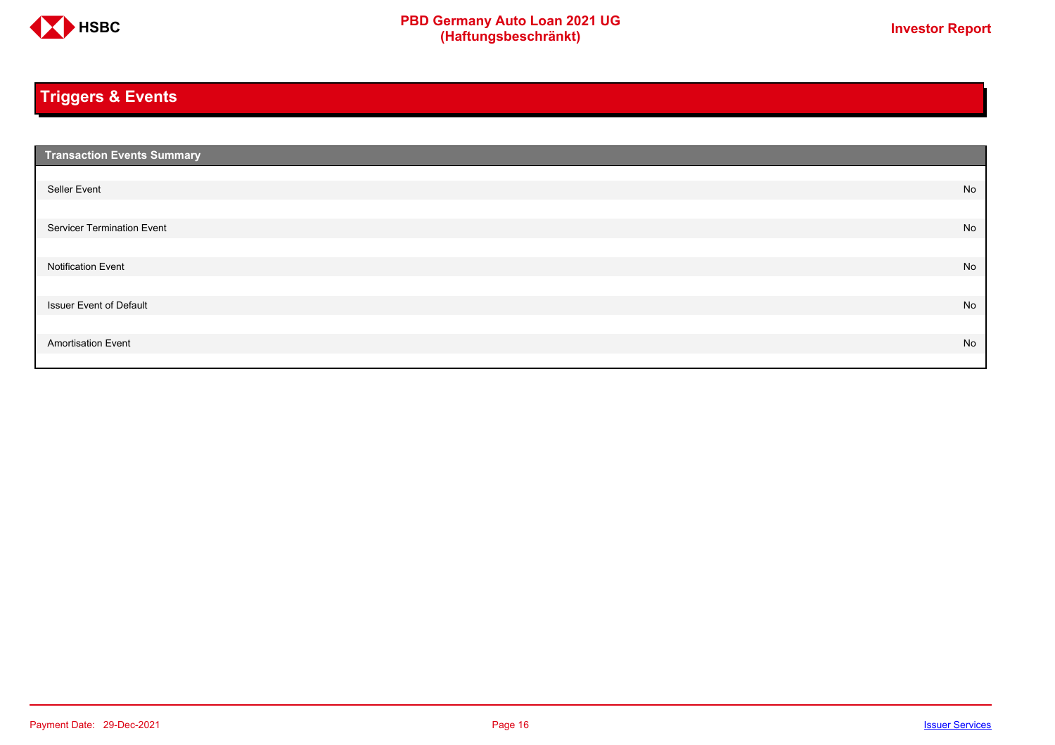## Triggers & Events

| Transaction Events Summary | |
|---|---|
| Seller Event | No |
| Servicer Termination Event | No |
| Notification Event | No |
| Issuer Event of Default | No |
| Amortisation Event | No |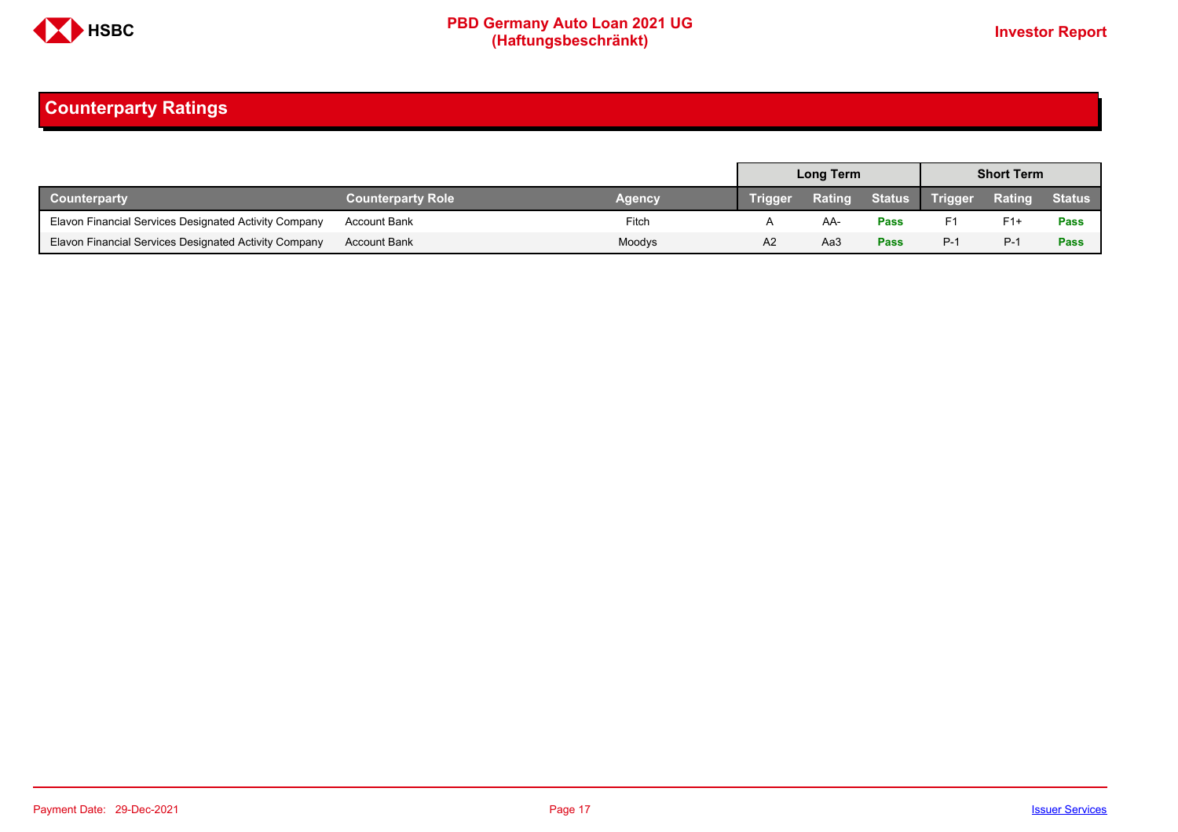## Counterparty Ratings

| Counterparty | Counterparty Role | Agency | Long Term | | | Short Term | | |
|---|---|---|---|---|---|---|---|---|
| | | | Trigger | Rating | Status | Trigger | Rating | Status |
| Elavon Financial Services Designated Activity Company | Account Bank | Fitch | A | AA- | **Pass** | F1 | F1+ | **Pass** |
| Elavon Financial Services Designated Activity Company | Account Bank | Moodys | A2 | Aa3 | **Pass** | P-1 | P-1 | **Pass** |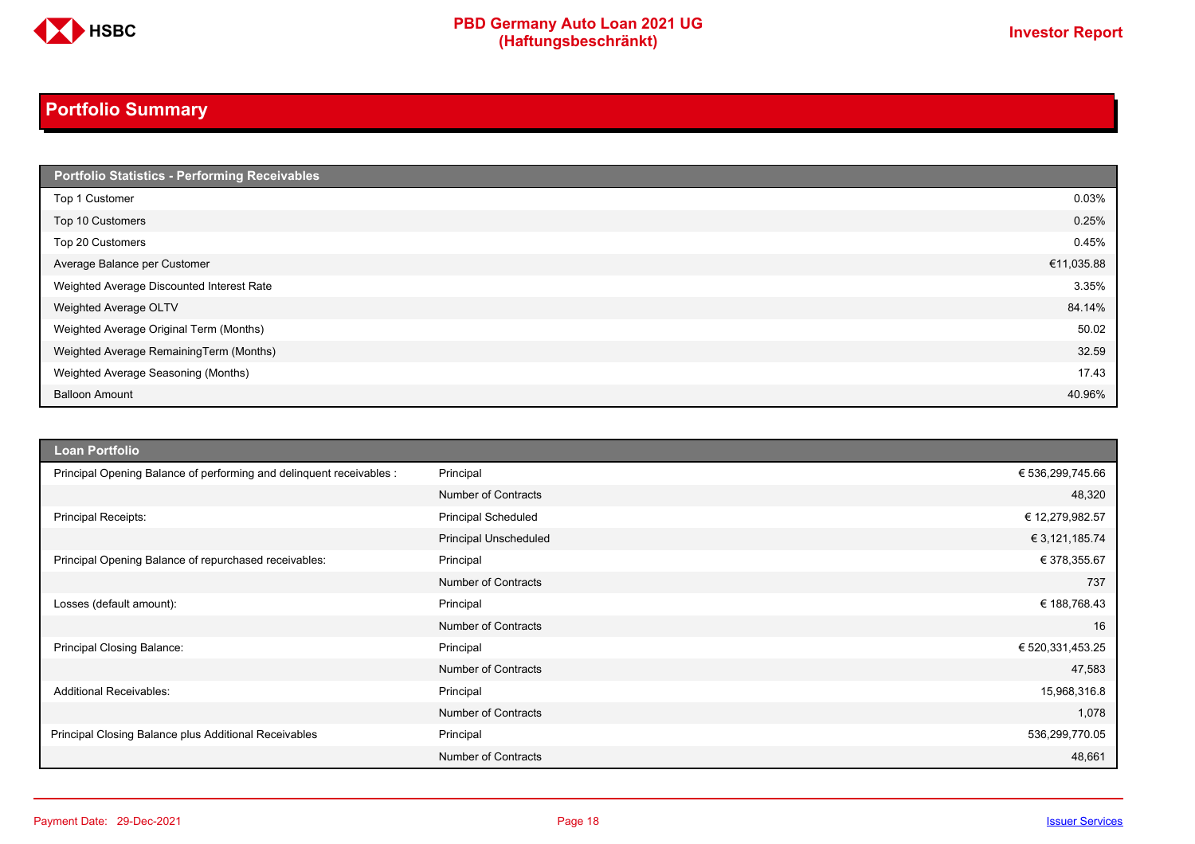## Portfolio Summary

| Portfolio Statistics - Performing Receivables | |
|---|---|
| Top 1 Customer | 0.03% |
| Top 10 Customers | 0.25% |
| Top 20 Customers | 0.45% |
| Average Balance per Customer | €11,035.88 |
| Weighted Average Discounted Interest Rate | 3.35% |
| Weighted Average OLTV | 84.14% |
| Weighted Average Original Term (Months) | 50.02 |
| Weighted Average RemainingTerm (Months) | 32.59 |
| Weighted Average Seasoning (Months) | 17.43 |
| Balloon Amount | 40.96% |

| Loan Portfolio | | |
|---|---|---|
| Principal Opening Balance of performing and delinquent receivables : | Principal | € 536,299,745.66 |
| | Number of Contracts | 48,320 |
| Principal Receipts: | Principal Scheduled | € 12,279,982.57 |
| | Principal Unscheduled | € 3,121,185.74 |
| Principal Opening Balance of repurchased receivables: | Principal | € 378,355.67 |
| | Number of Contracts | 737 |
| Losses (default amount): | Principal | € 188,768.43 |
| | Number of Contracts | 16 |
| Principal Closing Balance: | Principal | € 520,331,453.25 |
| | Number of Contracts | 47,583 |
| Additional Receivables: | Principal | 15,968,316.8 |
| | Number of Contracts | 1,078 |
| Principal Closing Balance plus Additional Receivables | Principal | 536,299,770.05 |
| | Number of Contracts | 48,661 |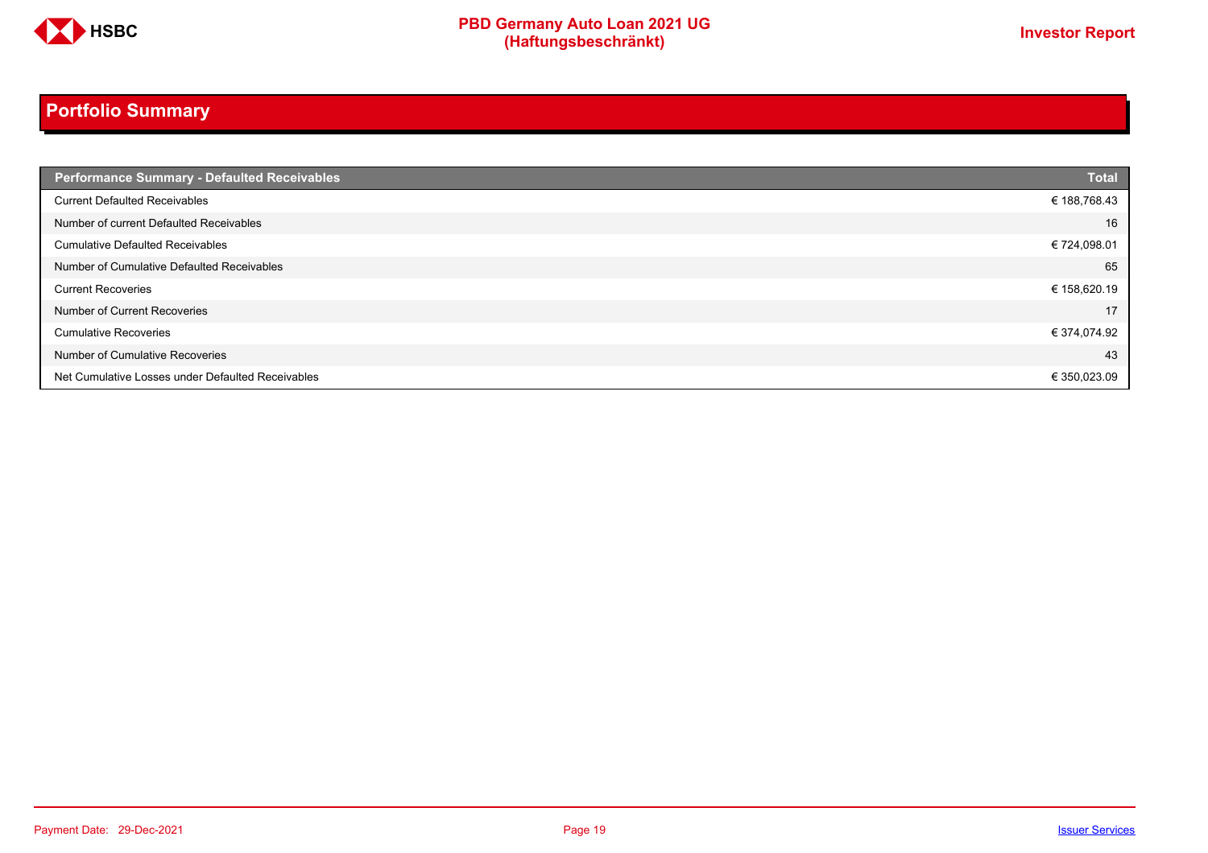## Portfolio Summary

| Performance Summary - Defaulted Receivables | Total |
|---|---|
| Current Defaulted Receivables | € 188,768.43 |
| Number of current Defaulted Receivables | 16 |
| Cumulative Defaulted Receivables | € 724,098.01 |
| Number of Cumulative Defaulted Receivables | 65 |
| Current Recoveries | € 158,620.19 |
| Number of Current Recoveries | 17 |
| Cumulative Recoveries | € 374,074.92 |
| Number of Cumulative Recoveries | 43 |
| Net Cumulative Losses under Defaulted Receivables | € 350,023.09 |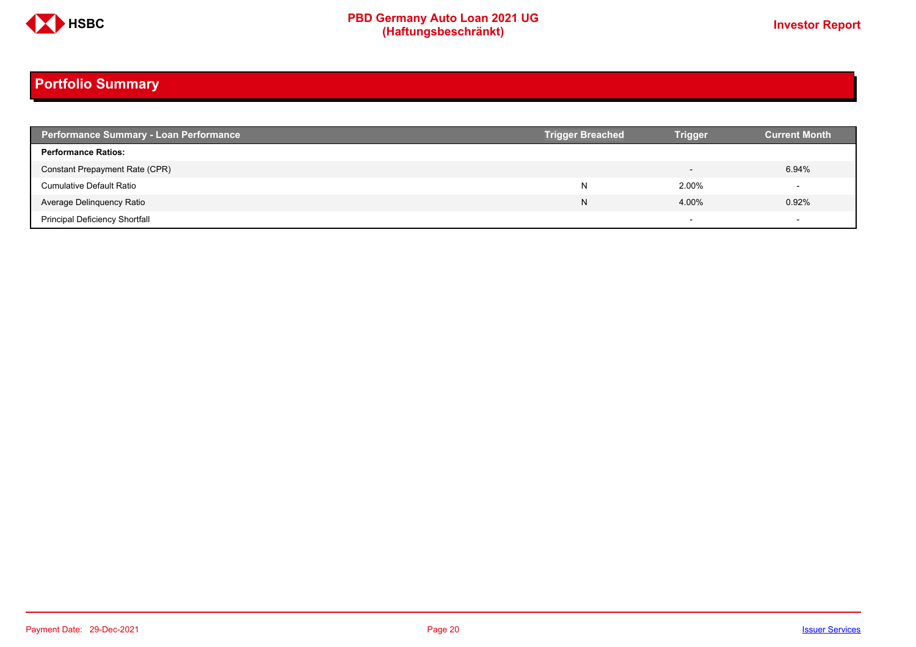## Portfolio Summary

| Performance Summary - Loan Performance | Trigger Breached | Trigger | Current Month |
|---|---|---|---|
| **Performance Ratios:** | | | |
| Constant Prepayment Rate (CPR) | | - | 6.94% |
| Cumulative Default Ratio | N | 2.00% | - |
| Average Delinquency Ratio | N | 4.00% | 0.92% |
| Principal Deficiency Shortfall | | - | - |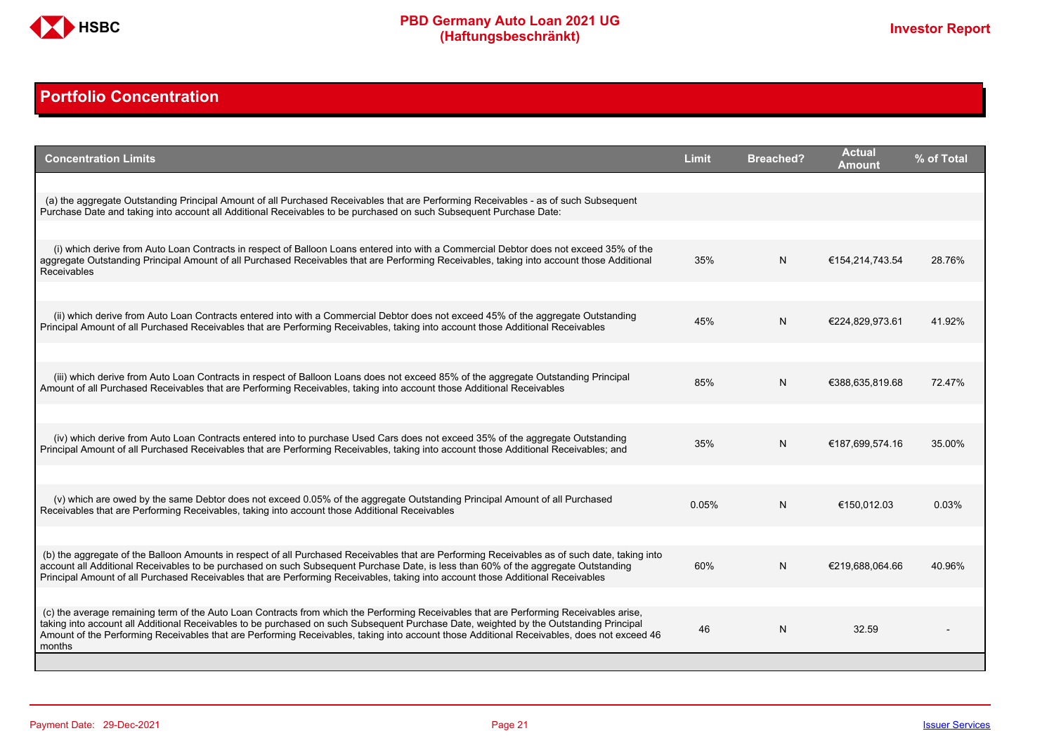## Portfolio Concentration

| Concentration Limits | Limit | Breached? | Actual Amount | % of Total |
|---|---|---|---|---|
| (a) the aggregate Outstanding Principal Amount of all Purchased Receivables that are Performing Receivables - as of such Subsequent Purchase Date and taking into account all Additional Receivables to be purchased on such Subsequent Purchase Date: | | | | |
| (i) which derive from Auto Loan Contracts in respect of Balloon Loans entered into with a Commercial Debtor does not exceed 35% of the aggregate Outstanding Principal Amount of all Purchased Receivables that are Performing Receivables, taking into account those Additional Receivables | 35% | N | €154,214,743.54 | 28.76% |
| (ii) which derive from Auto Loan Contracts entered into with a Commercial Debtor does not exceed 45% of the aggregate Outstanding Principal Amount of all Purchased Receivables that are Performing Receivables, taking into account those Additional Receivables | 45% | N | €224,829,973.61 | 41.92% |
| (iii) which derive from Auto Loan Contracts in respect of Balloon Loans does not exceed 85% of the aggregate Outstanding Principal Amount of all Purchased Receivables that are Performing Receivables, taking into account those Additional Receivables | 85% | N | €388,635,819.68 | 72.47% |
| (iv) which derive from Auto Loan Contracts entered into to purchase Used Cars does not exceed 35% of the aggregate Outstanding Principal Amount of all Purchased Receivables that are Performing Receivables, taking into account those Additional Receivables; and | 35% | N | €187,699,574.16 | 35.00% |
| (v) which are owed by the same Debtor does not exceed 0.05% of the aggregate Outstanding Principal Amount of all Purchased Receivables that are Performing Receivables, taking into account those Additional Receivables | 0.05% | N | €150,012.03 | 0.03% |
| (b) the aggregate of the Balloon Amounts in respect of all Purchased Receivables that are Performing Receivables as of such date, taking into account all Additional Receivables to be purchased on such Subsequent Purchase Date, is less than 60% of the aggregate Outstanding Principal Amount of all Purchased Receivables that are Performing Receivables, taking into account those Additional Receivables | 60% | N | €219,688,064.66 | 40.96% |
| (c) the average remaining term of the Auto Loan Contracts from which the Performing Receivables that are Performing Receivables arise, taking into account all Additional Receivables to be purchased on such Subsequent Purchase Date, weighted by the Outstanding Principal Amount of the Performing Receivables that are Performing Receivables, taking into account those Additional Receivables, does not exceed 46 months | 46 | N | 32.59 | - |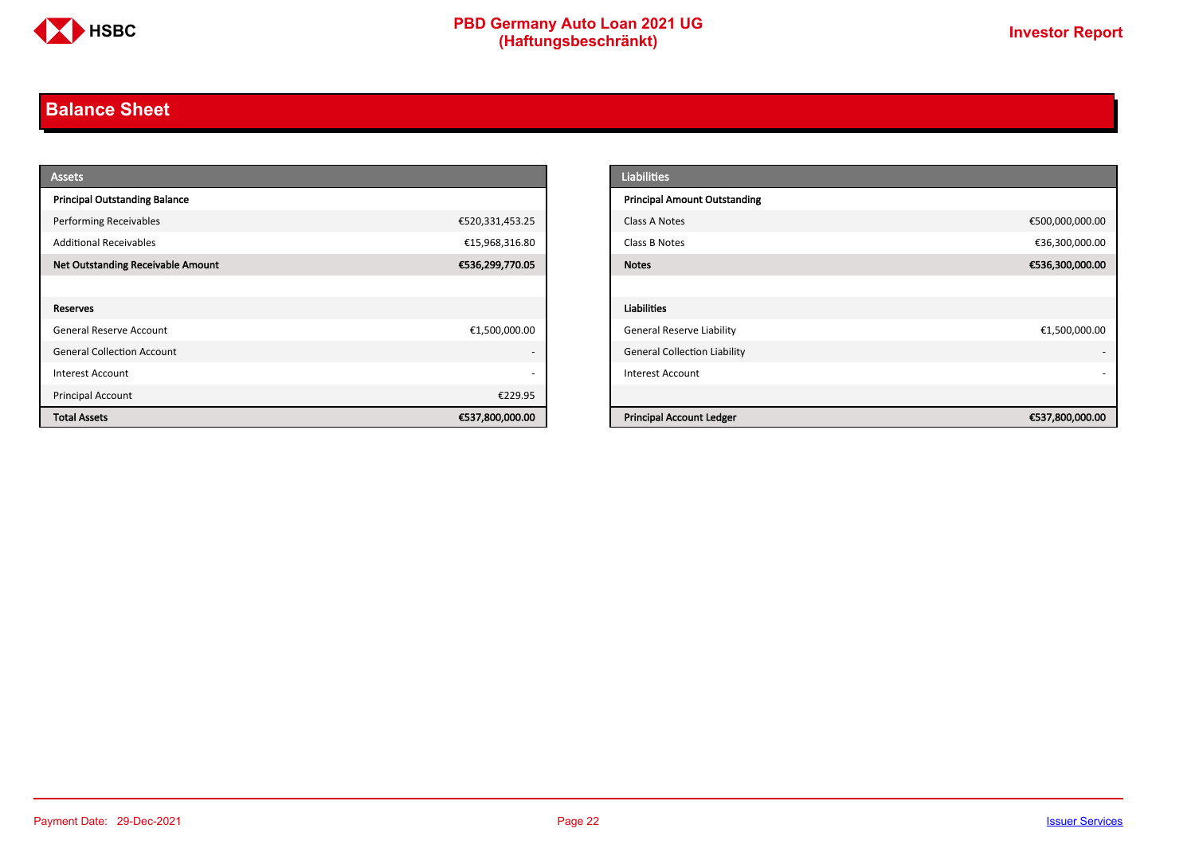## Balance Sheet

| Assets | |
|---|---|
| **Principal Outstanding Balance** | |
| Performing Receivables | €520,331,453.25 |
| Additional Receivables | €15,968,316.80 |
| **Net Outstanding Receivable Amount** | **€536,299,770.05** |
| | |
| **Reserves** | |
| General Reserve Account | €1,500,000.00 |
| General Collection Account | - |
| Interest Account | - |
| Principal Account | €229.95 |
| **Total Assets** | **€537,800,000.00** |

| Liabilities | |
|---|---|
| **Principal Amount Outstanding** | |
| Class A Notes | €500,000,000.00 |
| Class B Notes | €36,300,000.00 |
| **Notes** | **€536,300,000.00** |
| | |
| **Liabilities** | |
| General Reserve Liability | €1,500,000.00 |
| General Collection Liability | - |
| Interest Account | - |
| | |
| **Principal Account Ledger** | **€537,800,000.00** |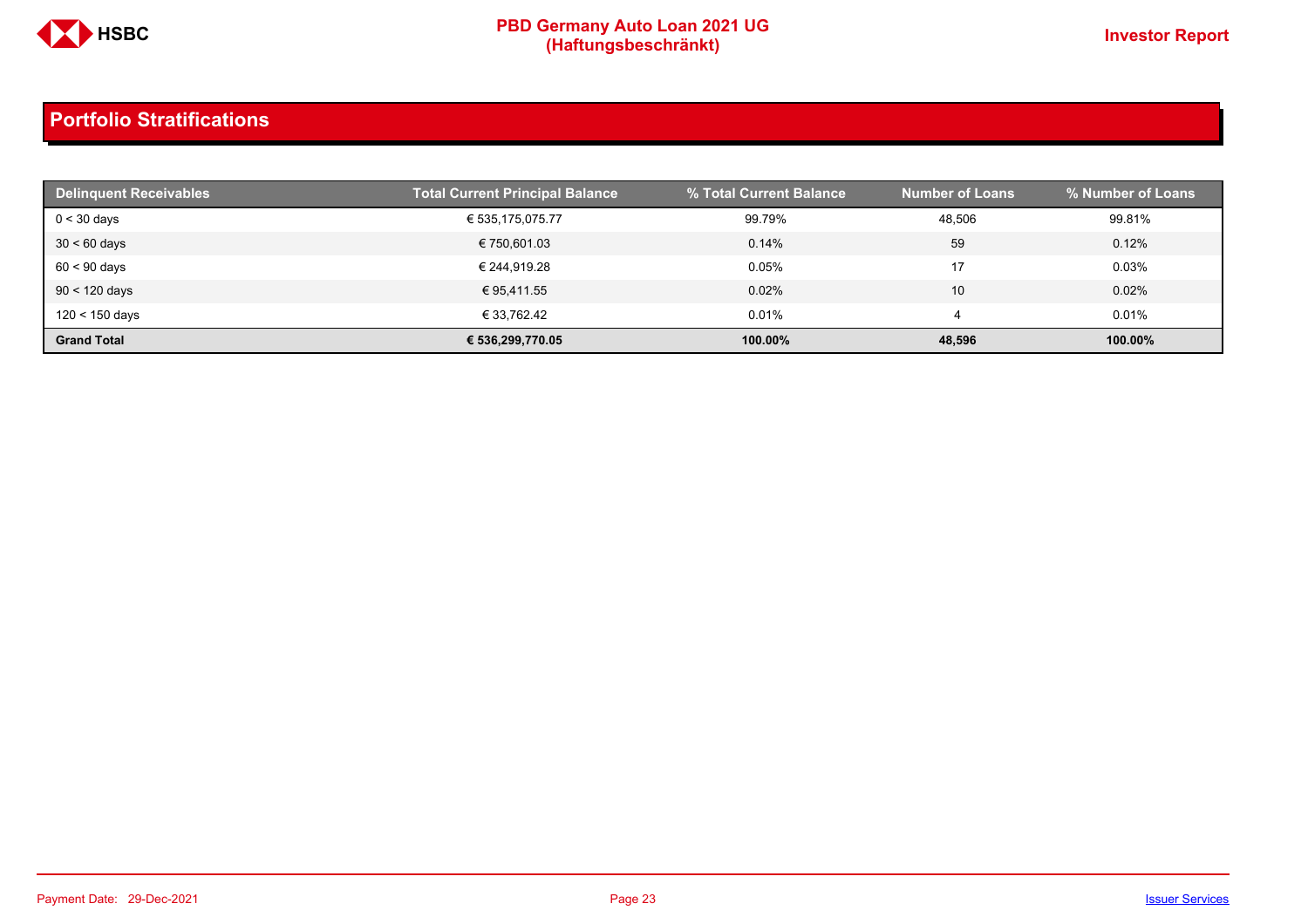## Portfolio Stratifications

| Delinquent Receivables | Total Current Principal Balance | % Total Current Balance | Number of Loans | % Number of Loans |
|---|---|---|---|---|
| 0 < 30 days | € 535,175,075.77 | 99.79% | 48,506 | 99.81% |
| 30 < 60 days | € 750,601.03 | 0.14% | 59 | 0.12% |
| 60 < 90 days | € 244,919.28 | 0.05% | 17 | 0.03% |
| 90 < 120 days | € 95,411.55 | 0.02% | 10 | 0.02% |
| 120 < 150 days | € 33,762.42 | 0.01% | 4 | 0.01% |
| **Grand Total** | **€ 536,299,770.05** | **100.00%** | **48,596** | **100.00%** |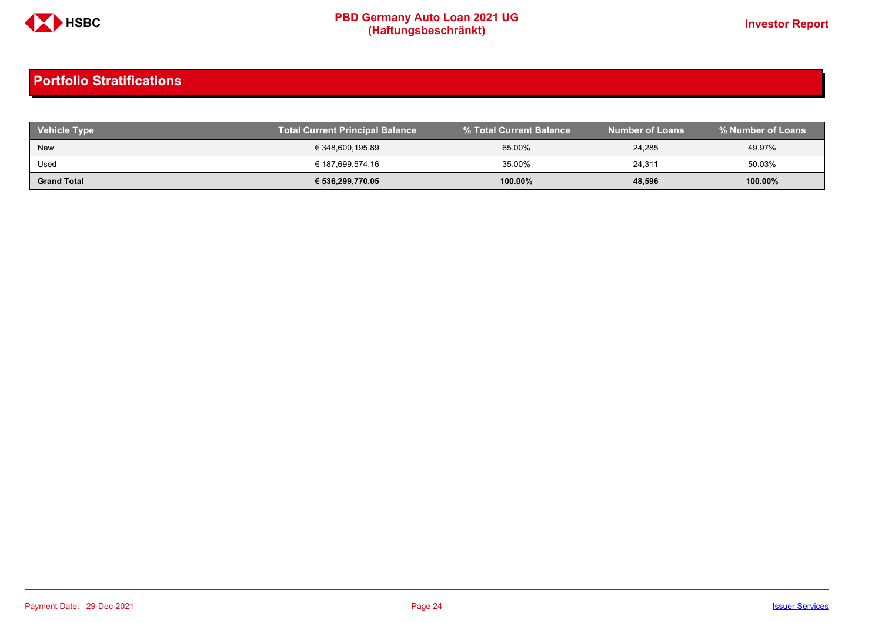## Portfolio Stratifications

| Vehicle Type | Total Current Principal Balance | % Total Current Balance | Number of Loans | % Number of Loans |
|---|---|---|---|---|
| New | € 348,600,195.89 | 65.00% | 24,285 | 49.97% |
| Used | € 187,699,574.16 | 35.00% | 24,311 | 50.03% |
| **Grand Total** | **€ 536,299,770.05** | **100.00%** | **48,596** | **100.00%** |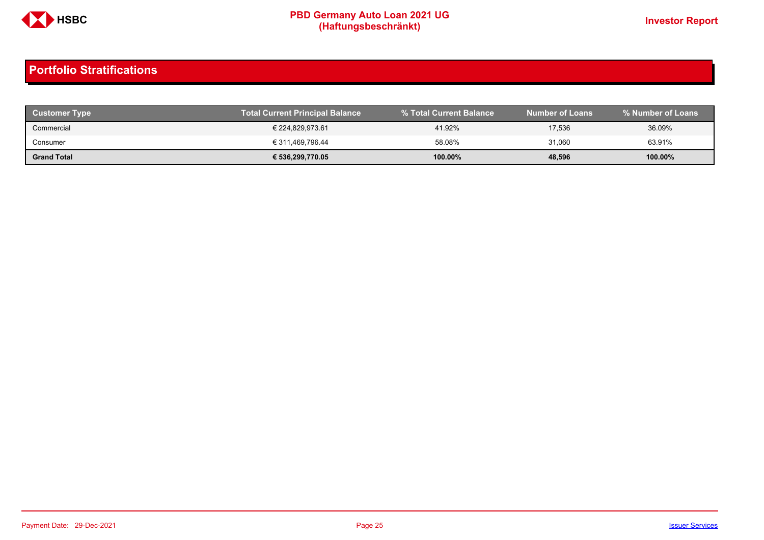## Portfolio Stratifications

| Customer Type | Total Current Principal Balance | % Total Current Balance | Number of Loans | % Number of Loans |
|---|---|---|---|---|
| Commercial | € 224,829,973.61 | 41.92% | 17,536 | 36.09% |
| Consumer | € 311,469,796.44 | 58.08% | 31,060 | 63.91% |
| **Grand Total** | **€ 536,299,770.05** | **100.00%** | **48,596** | **100.00%** |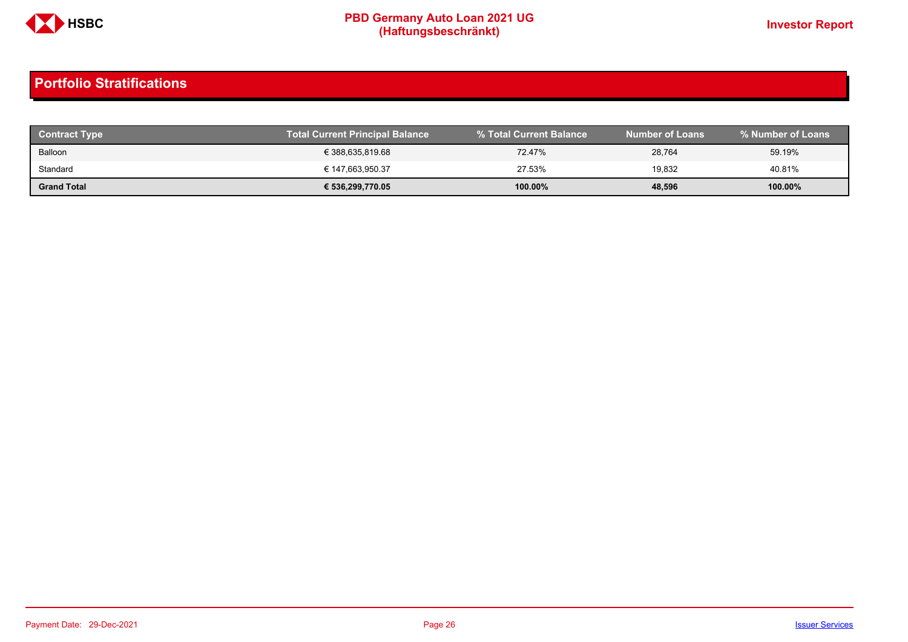## Portfolio Stratifications

| Contract Type | Total Current Principal Balance | % Total Current Balance | Number of Loans | % Number of Loans |
|---|---|---|---|---|
| Balloon | € 388,635,819.68 | 72.47% | 28,764 | 59.19% |
| Standard | € 147,663,950.37 | 27.53% | 19,832 | 40.81% |
| **Grand Total** | **€ 536,299,770.05** | **100.00%** | **48,596** | **100.00%** |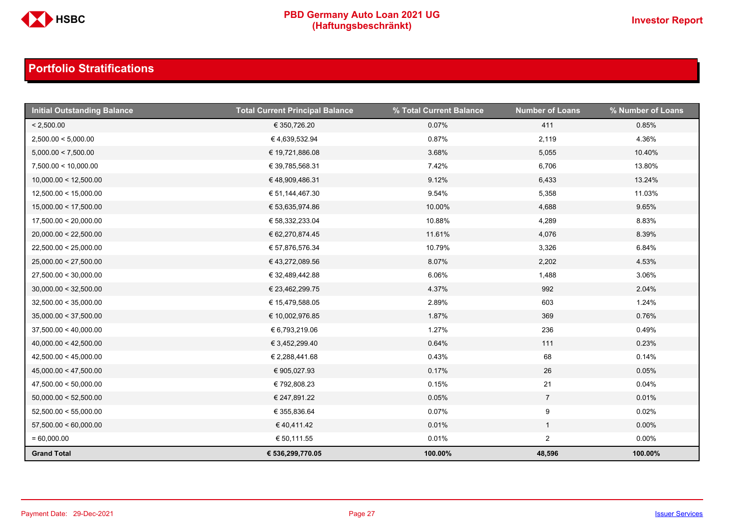## Portfolio Stratifications

| Initial Outstanding Balance | Total Current Principal Balance | % Total Current Balance | Number of Loans | % Number of Loans |
|---|---|---|---|---|
| < 2,500.00 | € 350,726.20 | 0.07% | 411 | 0.85% |
| 2,500.00 < 5,000.00 | € 4,639,532.94 | 0.87% | 2,119 | 4.36% |
| 5,000.00 < 7,500.00 | € 19,721,886.08 | 3.68% | 5,055 | 10.40% |
| 7,500.00 < 10,000.00 | € 39,785,568.31 | 7.42% | 6,706 | 13.80% |
| 10,000.00 < 12,500.00 | € 48,909,486.31 | 9.12% | 6,433 | 13.24% |
| 12,500.00 < 15,000.00 | € 51,144,467.30 | 9.54% | 5,358 | 11.03% |
| 15,000.00 < 17,500.00 | € 53,635,974.86 | 10.00% | 4,688 | 9.65% |
| 17,500.00 < 20,000.00 | € 58,332,233.04 | 10.88% | 4,289 | 8.83% |
| 20,000.00 < 22,500.00 | € 62,270,874.45 | 11.61% | 4,076 | 8.39% |
| 22,500.00 < 25,000.00 | € 57,876,576.34 | 10.79% | 3,326 | 6.84% |
| 25,000.00 < 27,500.00 | € 43,272,089.56 | 8.07% | 2,202 | 4.53% |
| 27,500.00 < 30,000.00 | € 32,489,442.88 | 6.06% | 1,488 | 3.06% |
| 30,000.00 < 32,500.00 | € 23,462,299.75 | 4.37% | 992 | 2.04% |
| 32,500.00 < 35,000.00 | € 15,479,588.05 | 2.89% | 603 | 1.24% |
| 35,000.00 < 37,500.00 | € 10,002,976.85 | 1.87% | 369 | 0.76% |
| 37,500.00 < 40,000.00 | € 6,793,219.06 | 1.27% | 236 | 0.49% |
| 40,000.00 < 42,500.00 | € 3,452,299.40 | 0.64% | 111 | 0.23% |
| 42,500.00 < 45,000.00 | € 2,288,441.68 | 0.43% | 68 | 0.14% |
| 45,000.00 < 47,500.00 | € 905,027.93 | 0.17% | 26 | 0.05% |
| 47,500.00 < 50,000.00 | € 792,808.23 | 0.15% | 21 | 0.04% |
| 50,000.00 < 52,500.00 | € 247,891.22 | 0.05% | 7 | 0.01% |
| 52,500.00 < 55,000.00 | € 355,836.64 | 0.07% | 9 | 0.02% |
| 57,500.00 < 60,000.00 | € 40,411.42 | 0.01% | 1 | 0.00% |
| = 60,000.00 | € 50,111.55 | 0.01% | 2 | 0.00% |
| **Grand Total** | **€ 536,299,770.05** | **100.00%** | **48,596** | **100.00%** |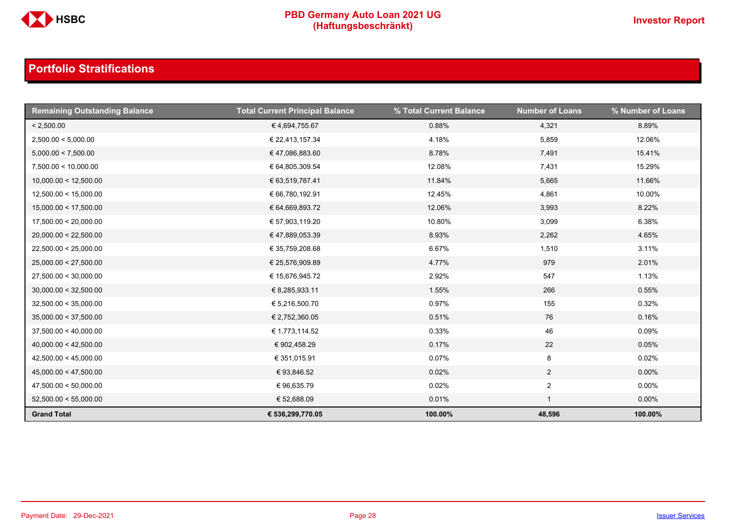## Portfolio Stratifications

| Remaining Outstanding Balance | Total Current Principal Balance | % Total Current Balance | Number of Loans | % Number of Loans |
|---|---|---|---|---|
| < 2,500.00 | € 4,694,755.67 | 0.88% | 4,321 | 8.89% |
| 2,500.00 < 5,000.00 | € 22,413,157.34 | 4.18% | 5,859 | 12.06% |
| 5,000.00 < 7,500.00 | € 47,086,883.60 | 8.78% | 7,491 | 15.41% |
| 7,500.00 < 10,000.00 | € 64,805,309.54 | 12.08% | 7,431 | 15.29% |
| 10,000.00 < 12,500.00 | € 63,519,787.41 | 11.84% | 5,665 | 11.66% |
| 12,500.00 < 15,000.00 | € 66,780,192.91 | 12.45% | 4,861 | 10.00% |
| 15,000.00 < 17,500.00 | € 64,669,893.72 | 12.06% | 3,993 | 8.22% |
| 17,500.00 < 20,000.00 | € 57,903,119.20 | 10.80% | 3,099 | 6.38% |
| 20,000.00 < 22,500.00 | € 47,889,053.39 | 8.93% | 2,262 | 4.65% |
| 22,500.00 < 25,000.00 | € 35,759,208.68 | 6.67% | 1,510 | 3.11% |
| 25,000.00 < 27,500.00 | € 25,576,909.89 | 4.77% | 979 | 2.01% |
| 27,500.00 < 30,000.00 | € 15,676,945.72 | 2.92% | 547 | 1.13% |
| 30,000.00 < 32,500.00 | € 8,285,933.11 | 1.55% | 266 | 0.55% |
| 32,500.00 < 35,000.00 | € 5,216,500.70 | 0.97% | 155 | 0.32% |
| 35,000.00 < 37,500.00 | € 2,752,360.05 | 0.51% | 76 | 0.16% |
| 37,500.00 < 40,000.00 | € 1,773,114.52 | 0.33% | 46 | 0.09% |
| 40,000.00 < 42,500.00 | € 902,458.29 | 0.17% | 22 | 0.05% |
| 42,500.00 < 45,000.00 | € 351,015.91 | 0.07% | 8 | 0.02% |
| 45,000.00 < 47,500.00 | € 93,846.52 | 0.02% | 2 | 0.00% |
| 47,500.00 < 50,000.00 | € 96,635.79 | 0.02% | 2 | 0.00% |
| 52,500.00 < 55,000.00 | € 52,688.09 | 0.01% | 1 | 0.00% |
| **Grand Total** | **€ 536,299,770.05** | **100.00%** | **48,596** | **100.00%** |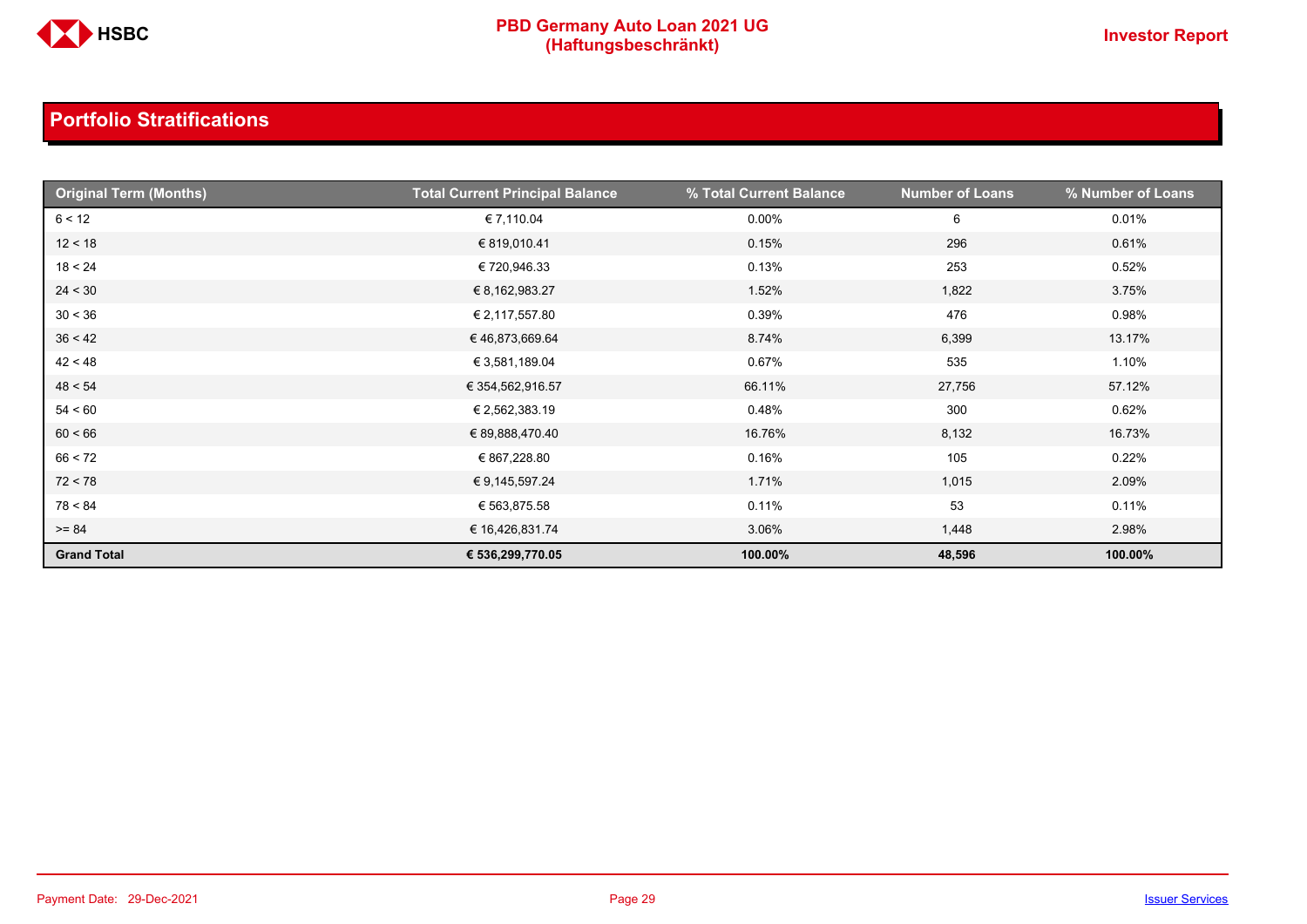## Portfolio Stratifications

| Original Term (Months) | Total Current Principal Balance | % Total Current Balance | Number of Loans | % Number of Loans |
|---|---|---|---|---|
| 6 < 12 | € 7,110.04 | 0.00% | 6 | 0.01% |
| 12 < 18 | € 819,010.41 | 0.15% | 296 | 0.61% |
| 18 < 24 | € 720,946.33 | 0.13% | 253 | 0.52% |
| 24 < 30 | € 8,162,983.27 | 1.52% | 1,822 | 3.75% |
| 30 < 36 | € 2,117,557.80 | 0.39% | 476 | 0.98% |
| 36 < 42 | € 46,873,669.64 | 8.74% | 6,399 | 13.17% |
| 42 < 48 | € 3,581,189.04 | 0.67% | 535 | 1.10% |
| 48 < 54 | € 354,562,916.57 | 66.11% | 27,756 | 57.12% |
| 54 < 60 | € 2,562,383.19 | 0.48% | 300 | 0.62% |
| 60 < 66 | € 89,888,470.40 | 16.76% | 8,132 | 16.73% |
| 66 < 72 | € 867,228.80 | 0.16% | 105 | 0.22% |
| 72 < 78 | € 9,145,597.24 | 1.71% | 1,015 | 2.09% |
| 78 < 84 | € 563,875.58 | 0.11% | 53 | 0.11% |
| >= 84 | € 16,426,831.74 | 3.06% | 1,448 | 2.98% |
| **Grand Total** | **€ 536,299,770.05** | **100.00%** | **48,596** | **100.00%** |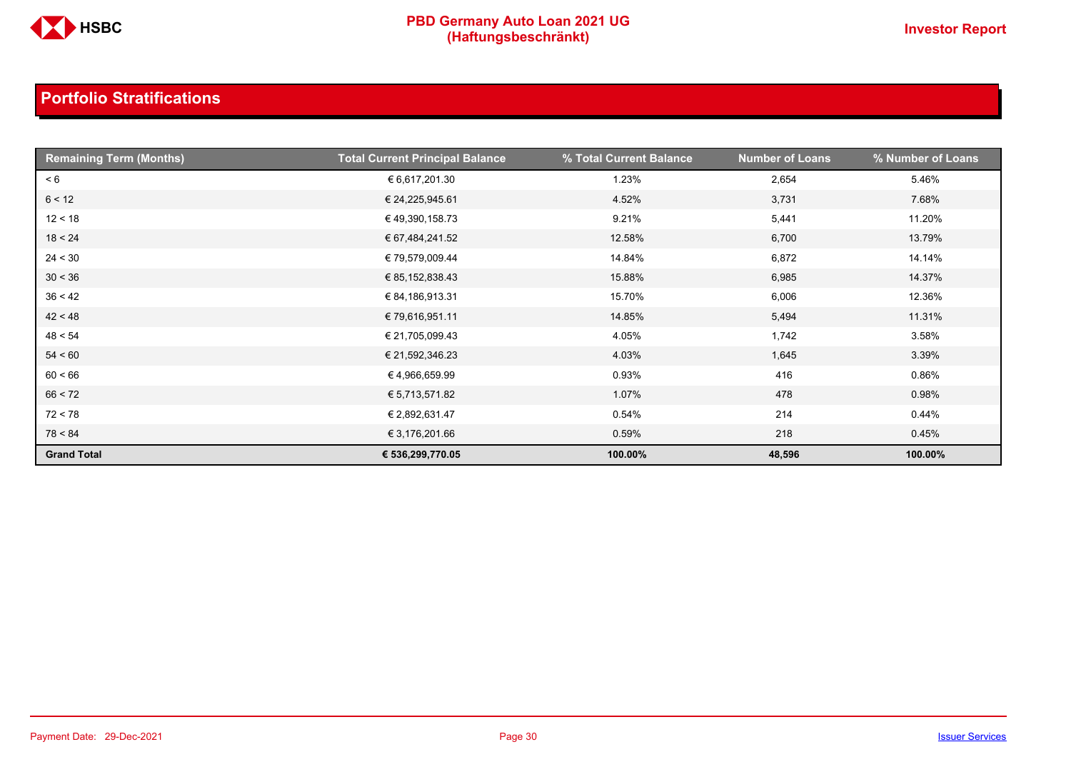## Portfolio Stratifications

| Remaining Term (Months) | Total Current Principal Balance | % Total Current Balance | Number of Loans | % Number of Loans |
|---|---|---|---|---|
| < 6 | € 6,617,201.30 | 1.23% | 2,654 | 5.46% |
| 6 < 12 | € 24,225,945.61 | 4.52% | 3,731 | 7.68% |
| 12 < 18 | € 49,390,158.73 | 9.21% | 5,441 | 11.20% |
| 18 < 24 | € 67,484,241.52 | 12.58% | 6,700 | 13.79% |
| 24 < 30 | € 79,579,009.44 | 14.84% | 6,872 | 14.14% |
| 30 < 36 | € 85,152,838.43 | 15.88% | 6,985 | 14.37% |
| 36 < 42 | € 84,186,913.31 | 15.70% | 6,006 | 12.36% |
| 42 < 48 | € 79,616,951.11 | 14.85% | 5,494 | 11.31% |
| 48 < 54 | € 21,705,099.43 | 4.05% | 1,742 | 3.58% |
| 54 < 60 | € 21,592,346.23 | 4.03% | 1,645 | 3.39% |
| 60 < 66 | € 4,966,659.99 | 0.93% | 416 | 0.86% |
| 66 < 72 | € 5,713,571.82 | 1.07% | 478 | 0.98% |
| 72 < 78 | € 2,892,631.47 | 0.54% | 214 | 0.44% |
| 78 < 84 | € 3,176,201.66 | 0.59% | 218 | 0.45% |
| **Grand Total** | **€ 536,299,770.05** | **100.00%** | **48,596** | **100.00%** |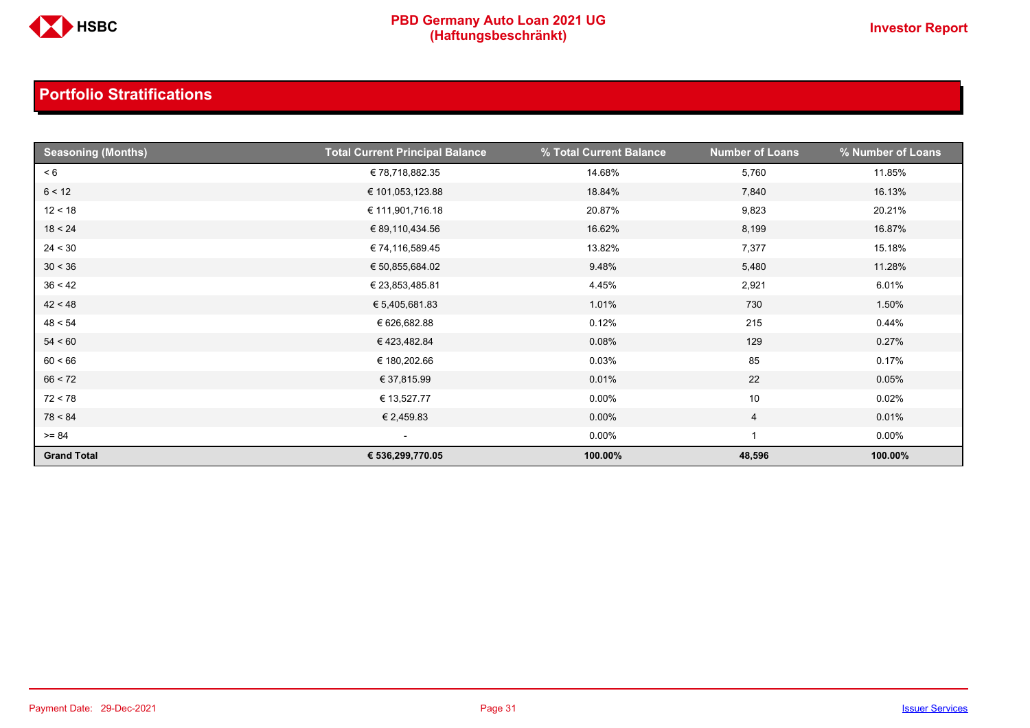## Portfolio Stratifications

| Seasoning (Months) | Total Current Principal Balance | % Total Current Balance | Number of Loans | % Number of Loans |
|---|---|---|---|---|
| < 6 | € 78,718,882.35 | 14.68% | 5,760 | 11.85% |
| 6 < 12 | € 101,053,123.88 | 18.84% | 7,840 | 16.13% |
| 12 < 18 | € 111,901,716.18 | 20.87% | 9,823 | 20.21% |
| 18 < 24 | € 89,110,434.56 | 16.62% | 8,199 | 16.87% |
| 24 < 30 | € 74,116,589.45 | 13.82% | 7,377 | 15.18% |
| 30 < 36 | € 50,855,684.02 | 9.48% | 5,480 | 11.28% |
| 36 < 42 | € 23,853,485.81 | 4.45% | 2,921 | 6.01% |
| 42 < 48 | € 5,405,681.83 | 1.01% | 730 | 1.50% |
| 48 < 54 | € 626,682.88 | 0.12% | 215 | 0.44% |
| 54 < 60 | € 423,482.84 | 0.08% | 129 | 0.27% |
| 60 < 66 | € 180,202.66 | 0.03% | 85 | 0.17% |
| 66 < 72 | € 37,815.99 | 0.01% | 22 | 0.05% |
| 72 < 78 | € 13,527.77 | 0.00% | 10 | 0.02% |
| 78 < 84 | € 2,459.83 | 0.00% | 4 | 0.01% |
| >= 84 | - | 0.00% | 1 | 0.00% |
| **Grand Total** | **€ 536,299,770.05** | **100.00%** | **48,596** | **100.00%** |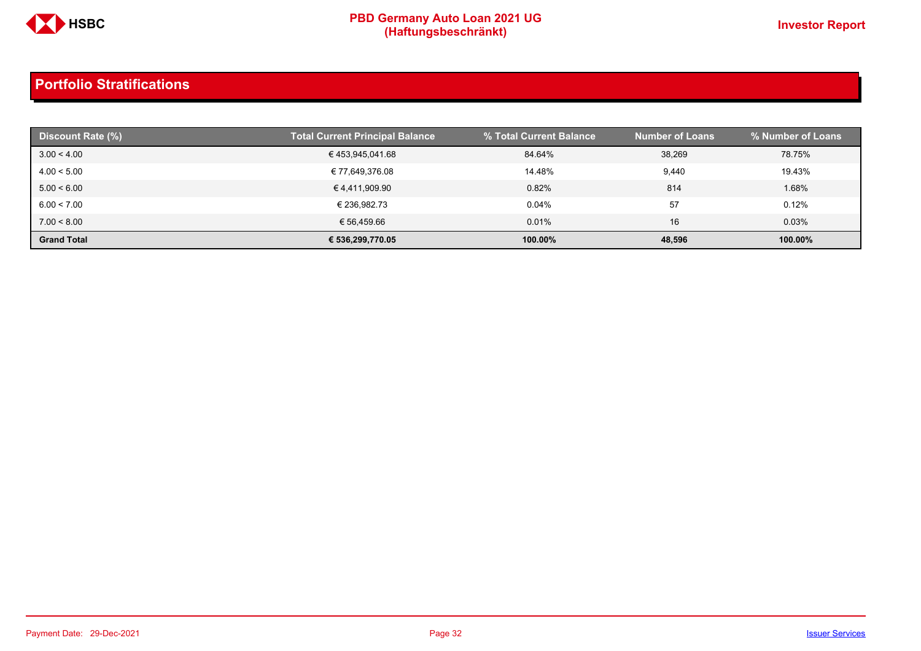## Portfolio Stratifications

| Discount Rate (%) | Total Current Principal Balance | % Total Current Balance | Number of Loans | % Number of Loans |
|---|---|---|---|---|
| 3.00 < 4.00 | € 453,945,041.68 | 84.64% | 38,269 | 78.75% |
| 4.00 < 5.00 | € 77,649,376.08 | 14.48% | 9,440 | 19.43% |
| 5.00 < 6.00 | € 4,411,909.90 | 0.82% | 814 | 1.68% |
| 6.00 < 7.00 | € 236,982.73 | 0.04% | 57 | 0.12% |
| 7.00 < 8.00 | € 56,459.66 | 0.01% | 16 | 0.03% |
| **Grand Total** | **€ 536,299,770.05** | **100.00%** | **48,596** | **100.00%** |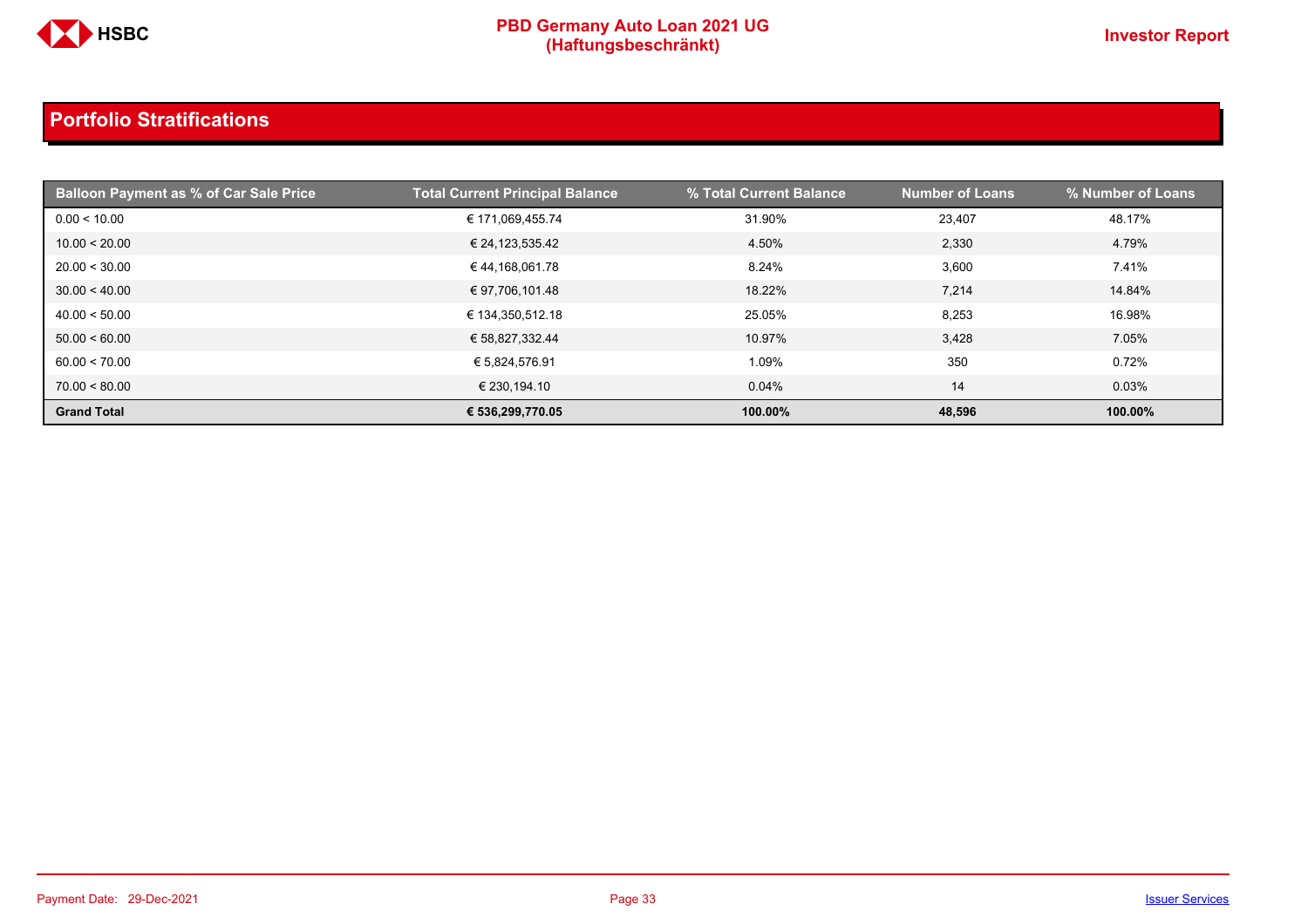## Portfolio Stratifications

| Balloon Payment as % of Car Sale Price | Total Current Principal Balance | % Total Current Balance | Number of Loans | % Number of Loans |
|---|---|---|---|---|
| 0.00 < 10.00 | € 171,069,455.74 | 31.90% | 23,407 | 48.17% |
| 10.00 < 20.00 | € 24,123,535.42 | 4.50% | 2,330 | 4.79% |
| 20.00 < 30.00 | € 44,168,061.78 | 8.24% | 3,600 | 7.41% |
| 30.00 < 40.00 | € 97,706,101.48 | 18.22% | 7,214 | 14.84% |
| 40.00 < 50.00 | € 134,350,512.18 | 25.05% | 8,253 | 16.98% |
| 50.00 < 60.00 | € 58,827,332.44 | 10.97% | 3,428 | 7.05% |
| 60.00 < 70.00 | € 5,824,576.91 | 1.09% | 350 | 0.72% |
| 70.00 < 80.00 | € 230,194.10 | 0.04% | 14 | 0.03% |
| **Grand Total** | **€ 536,299,770.05** | **100.00%** | **48,596** | **100.00%** |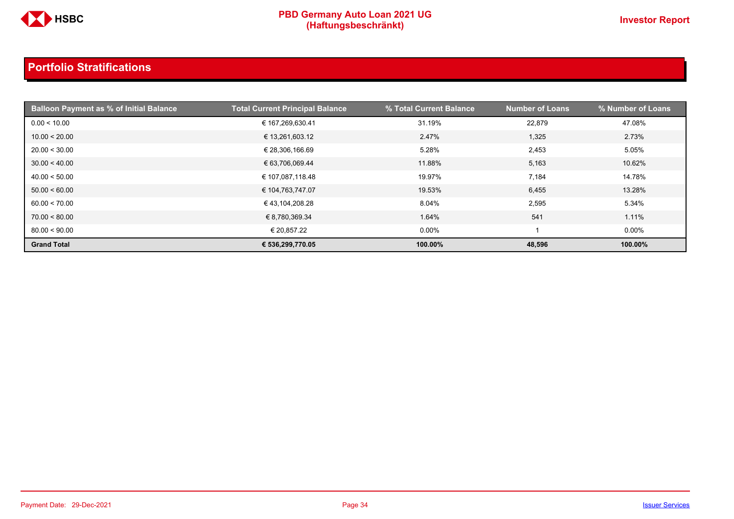## Portfolio Stratifications

| Balloon Payment as % of Initial Balance | Total Current Principal Balance | % Total Current Balance | Number of Loans | % Number of Loans |
|---|---|---|---|---|
| 0.00 < 10.00 | € 167,269,630.41 | 31.19% | 22,879 | 47.08% |
| 10.00 < 20.00 | € 13,261,603.12 | 2.47% | 1,325 | 2.73% |
| 20.00 < 30.00 | € 28,306,166.69 | 5.28% | 2,453 | 5.05% |
| 30.00 < 40.00 | € 63,706,069.44 | 11.88% | 5,163 | 10.62% |
| 40.00 < 50.00 | € 107,087,118.48 | 19.97% | 7,184 | 14.78% |
| 50.00 < 60.00 | € 104,763,747.07 | 19.53% | 6,455 | 13.28% |
| 60.00 < 70.00 | € 43,104,208.28 | 8.04% | 2,595 | 5.34% |
| 70.00 < 80.00 | € 8,780,369.34 | 1.64% | 541 | 1.11% |
| 80.00 < 90.00 | € 20,857.22 | 0.00% | 1 | 0.00% |
| **Grand Total** | **€ 536,299,770.05** | **100.00%** | **48,596** | **100.00%** |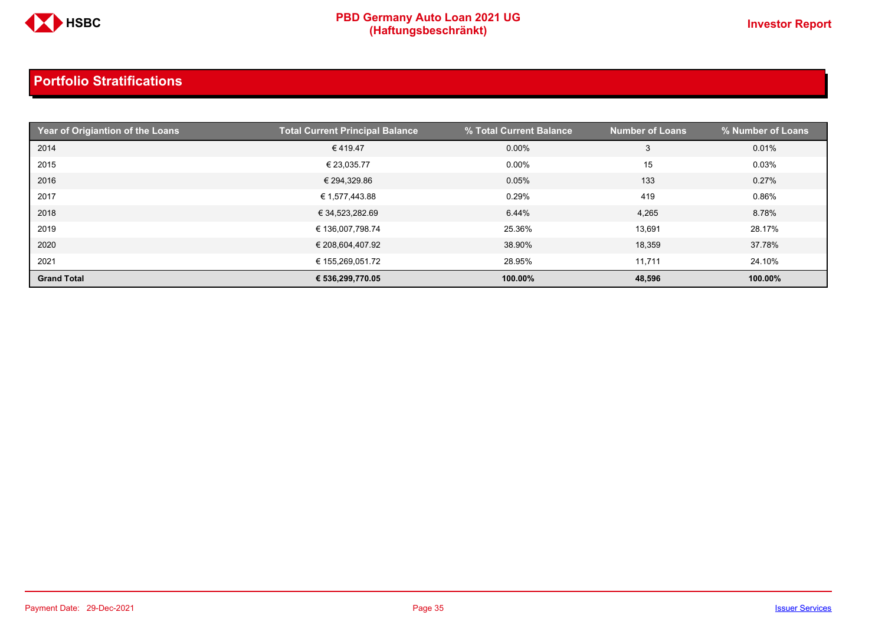## Portfolio Stratifications

| Year of Origiantion of the Loans | Total Current Principal Balance | % Total Current Balance | Number of Loans | % Number of Loans |
|---|---|---|---|---|
| 2014 | € 419.47 | 0.00% | 3 | 0.01% |
| 2015 | € 23,035.77 | 0.00% | 15 | 0.03% |
| 2016 | € 294,329.86 | 0.05% | 133 | 0.27% |
| 2017 | € 1,577,443.88 | 0.29% | 419 | 0.86% |
| 2018 | € 34,523,282.69 | 6.44% | 4,265 | 8.78% |
| 2019 | € 136,007,798.74 | 25.36% | 13,691 | 28.17% |
| 2020 | € 208,604,407.92 | 38.90% | 18,359 | 37.78% |
| 2021 | € 155,269,051.72 | 28.95% | 11,711 | 24.10% |
| **Grand Total** | **€ 536,299,770.05** | **100.00%** | **48,596** | **100.00%** |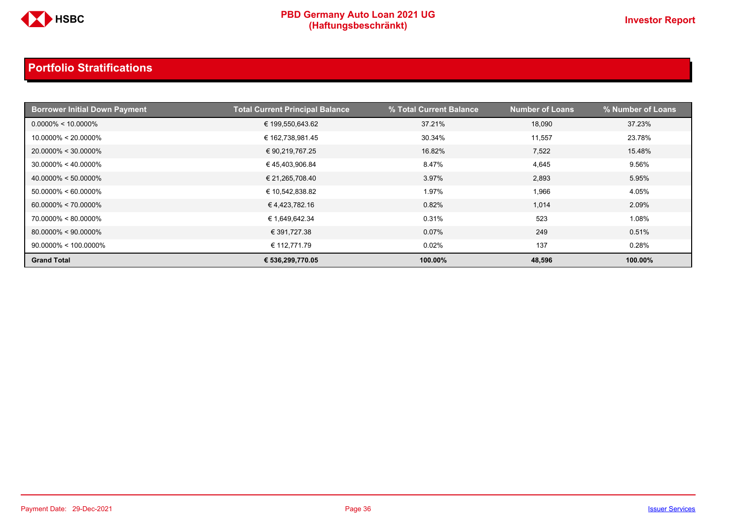## Portfolio Stratifications

| Borrower Initial Down Payment | Total Current Principal Balance | % Total Current Balance | Number of Loans | % Number of Loans |
|---|---|---|---|---|
| 0.0000% < 10.0000% | € 199,550,643.62 | 37.21% | 18,090 | 37.23% |
| 10.0000% < 20.0000% | € 162,738,981.45 | 30.34% | 11,557 | 23.78% |
| 20.0000% < 30.0000% | € 90,219,767.25 | 16.82% | 7,522 | 15.48% |
| 30.0000% < 40.0000% | € 45,403,906.84 | 8.47% | 4,645 | 9.56% |
| 40.0000% < 50.0000% | € 21,265,708.40 | 3.97% | 2,893 | 5.95% |
| 50.0000% < 60.0000% | € 10,542,838.82 | 1.97% | 1,966 | 4.05% |
| 60.0000% < 70.0000% | € 4,423,782.16 | 0.82% | 1,014 | 2.09% |
| 70.0000% < 80.0000% | € 1,649,642.34 | 0.31% | 523 | 1.08% |
| 80.0000% < 90.0000% | € 391,727.38 | 0.07% | 249 | 0.51% |
| 90.0000% < 100.0000% | € 112,771.79 | 0.02% | 137 | 0.28% |
| **Grand Total** | **€ 536,299,770.05** | **100.00%** | **48,596** | **100.00%** |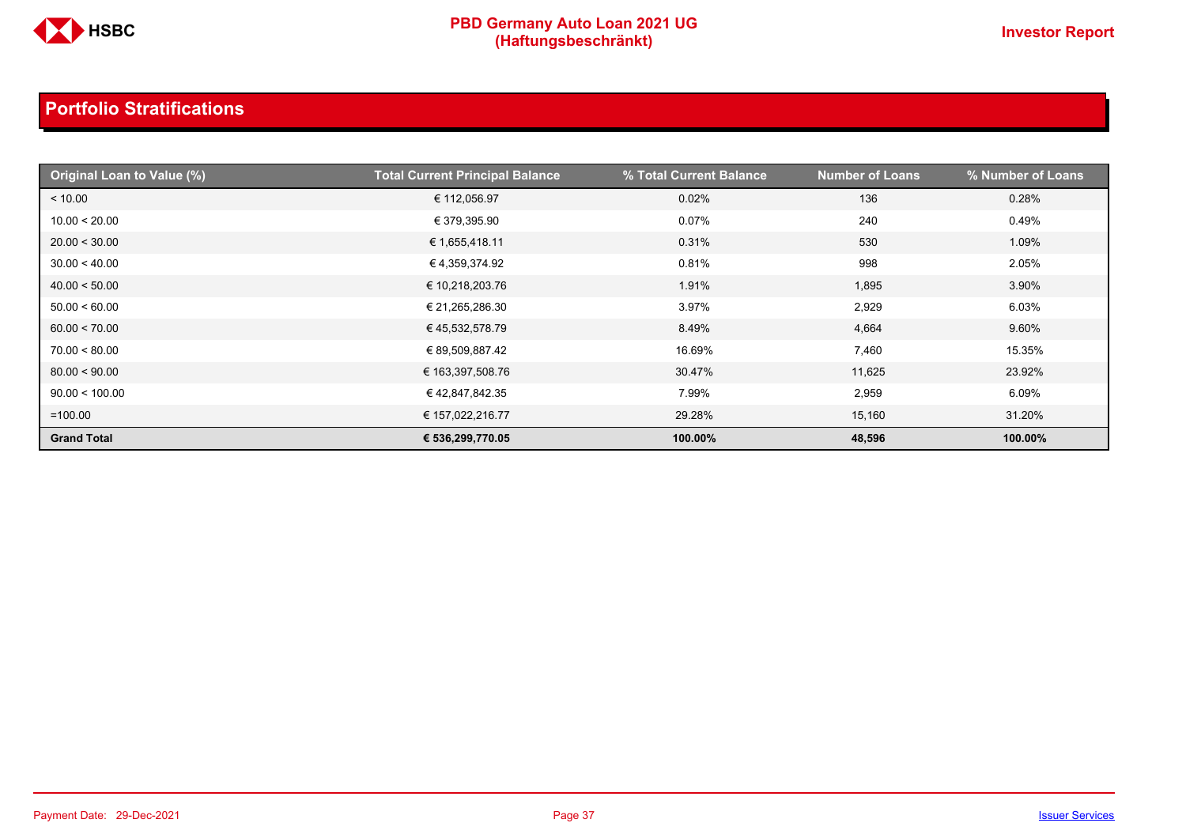## Portfolio Stratifications

| Original Loan to Value (%) | Total Current Principal Balance | % Total Current Balance | Number of Loans | % Number of Loans |
|---|---|---|---|---|
| < 10.00 | € 112,056.97 | 0.02% | 136 | 0.28% |
| 10.00 < 20.00 | € 379,395.90 | 0.07% | 240 | 0.49% |
| 20.00 < 30.00 | € 1,655,418.11 | 0.31% | 530 | 1.09% |
| 30.00 < 40.00 | € 4,359,374.92 | 0.81% | 998 | 2.05% |
| 40.00 < 50.00 | € 10,218,203.76 | 1.91% | 1,895 | 3.90% |
| 50.00 < 60.00 | € 21,265,286.30 | 3.97% | 2,929 | 6.03% |
| 60.00 < 70.00 | € 45,532,578.79 | 8.49% | 4,664 | 9.60% |
| 70.00 < 80.00 | € 89,509,887.42 | 16.69% | 7,460 | 15.35% |
| 80.00 < 90.00 | € 163,397,508.76 | 30.47% | 11,625 | 23.92% |
| 90.00 < 100.00 | € 42,847,842.35 | 7.99% | 2,959 | 6.09% |
| =100.00 | € 157,022,216.77 | 29.28% | 15,160 | 31.20% |
| **Grand Total** | **€ 536,299,770.05** | **100.00%** | **48,596** | **100.00%** |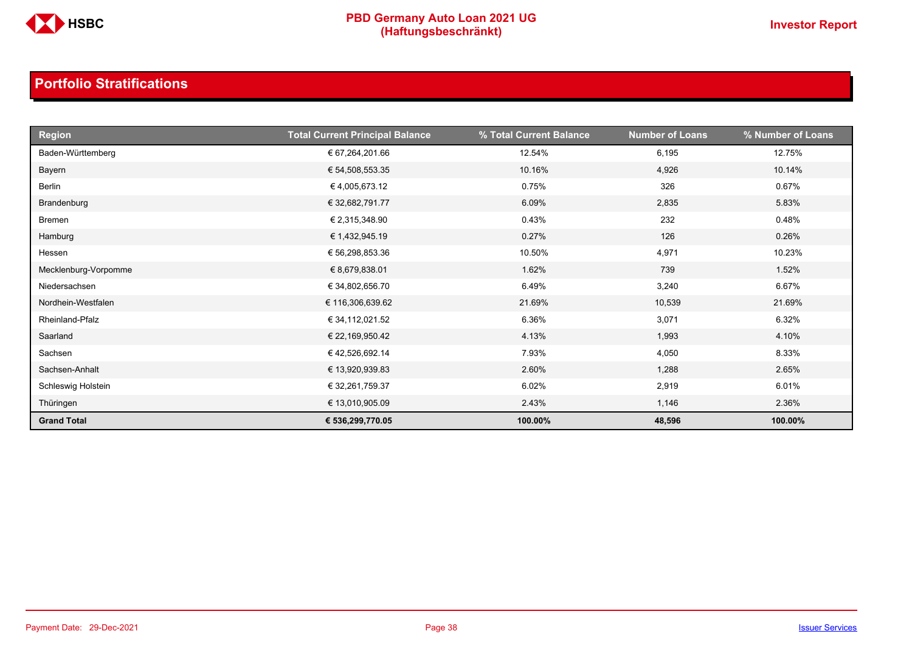## Portfolio Stratifications

| Region | Total Current Principal Balance | % Total Current Balance | Number of Loans | % Number of Loans |
|---|---|---|---|---|
| Baden-Württemberg | € 67,264,201.66 | 12.54% | 6,195 | 12.75% |
| Bayern | € 54,508,553.35 | 10.16% | 4,926 | 10.14% |
| Berlin | € 4,005,673.12 | 0.75% | 326 | 0.67% |
| Brandenburg | € 32,682,791.77 | 6.09% | 2,835 | 5.83% |
| Bremen | € 2,315,348.90 | 0.43% | 232 | 0.48% |
| Hamburg | € 1,432,945.19 | 0.27% | 126 | 0.26% |
| Hessen | € 56,298,853.36 | 10.50% | 4,971 | 10.23% |
| Mecklenburg-Vorpomme | € 8,679,838.01 | 1.62% | 739 | 1.52% |
| Niedersachsen | € 34,802,656.70 | 6.49% | 3,240 | 6.67% |
| Nordhein-Westfalen | € 116,306,639.62 | 21.69% | 10,539 | 21.69% |
| Rheinland-Pfalz | € 34,112,021.52 | 6.36% | 3,071 | 6.32% |
| Saarland | € 22,169,950.42 | 4.13% | 1,993 | 4.10% |
| Sachsen | € 42,526,692.14 | 7.93% | 4,050 | 8.33% |
| Sachsen-Anhalt | € 13,920,939.83 | 2.60% | 1,288 | 2.65% |
| Schleswig Holstein | € 32,261,759.37 | 6.02% | 2,919 | 6.01% |
| Thüringen | € 13,010,905.09 | 2.43% | 1,146 | 2.36% |
| **Grand Total** | **€ 536,299,770.05** | **100.00%** | **48,596** | **100.00%** |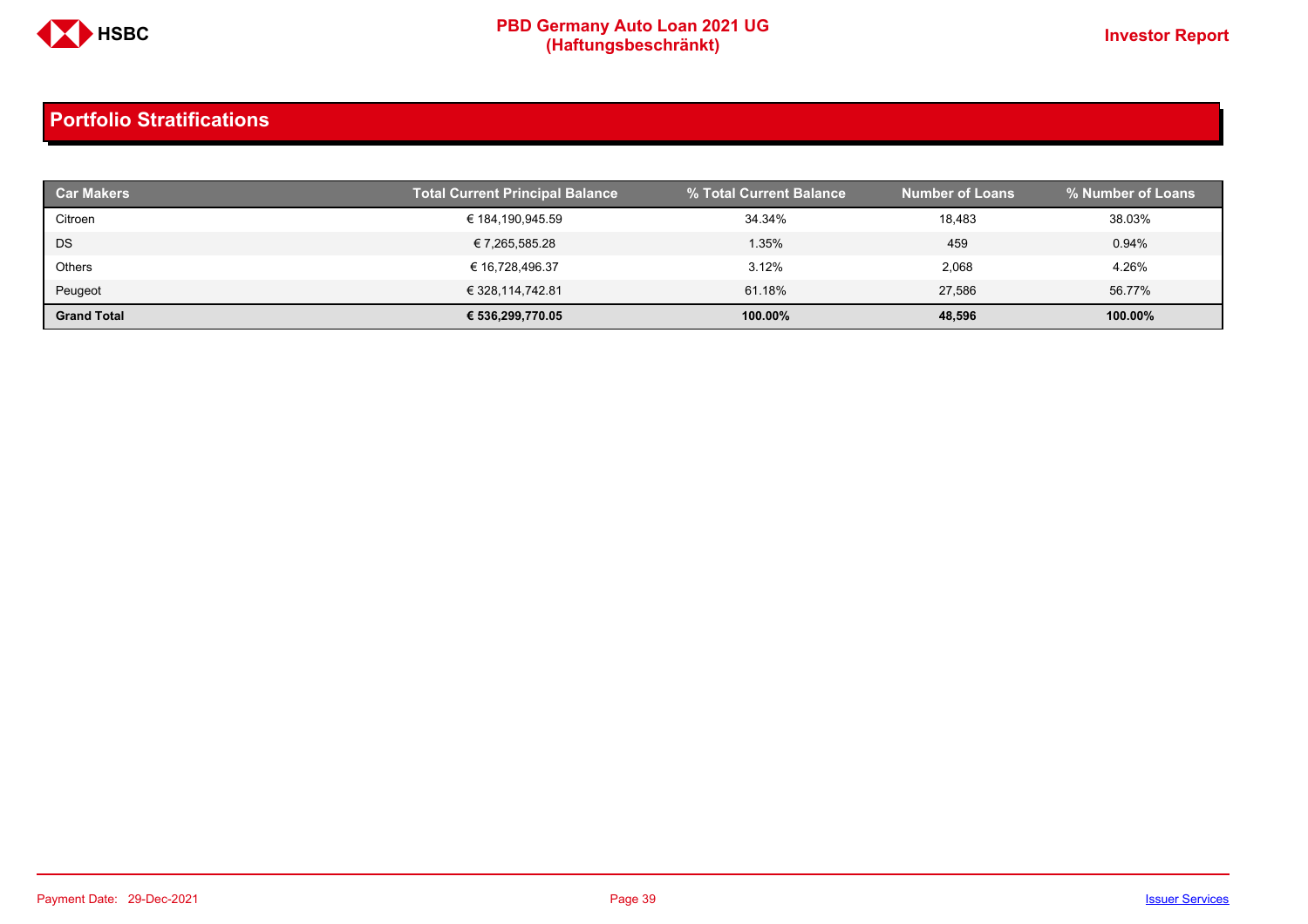## Portfolio Stratifications

| Car Makers | Total Current Principal Balance | % Total Current Balance | Number of Loans | % Number of Loans |
|---|---|---|---|---|
| Citroen | € 184,190,945.59 | 34.34% | 18,483 | 38.03% |
| DS | € 7,265,585.28 | 1.35% | 459 | 0.94% |
| Others | € 16,728,496.37 | 3.12% | 2,068 | 4.26% |
| Peugeot | € 328,114,742.81 | 61.18% | 27,586 | 56.77% |
| **Grand Total** | **€ 536,299,770.05** | **100.00%** | **48,596** | **100.00%** |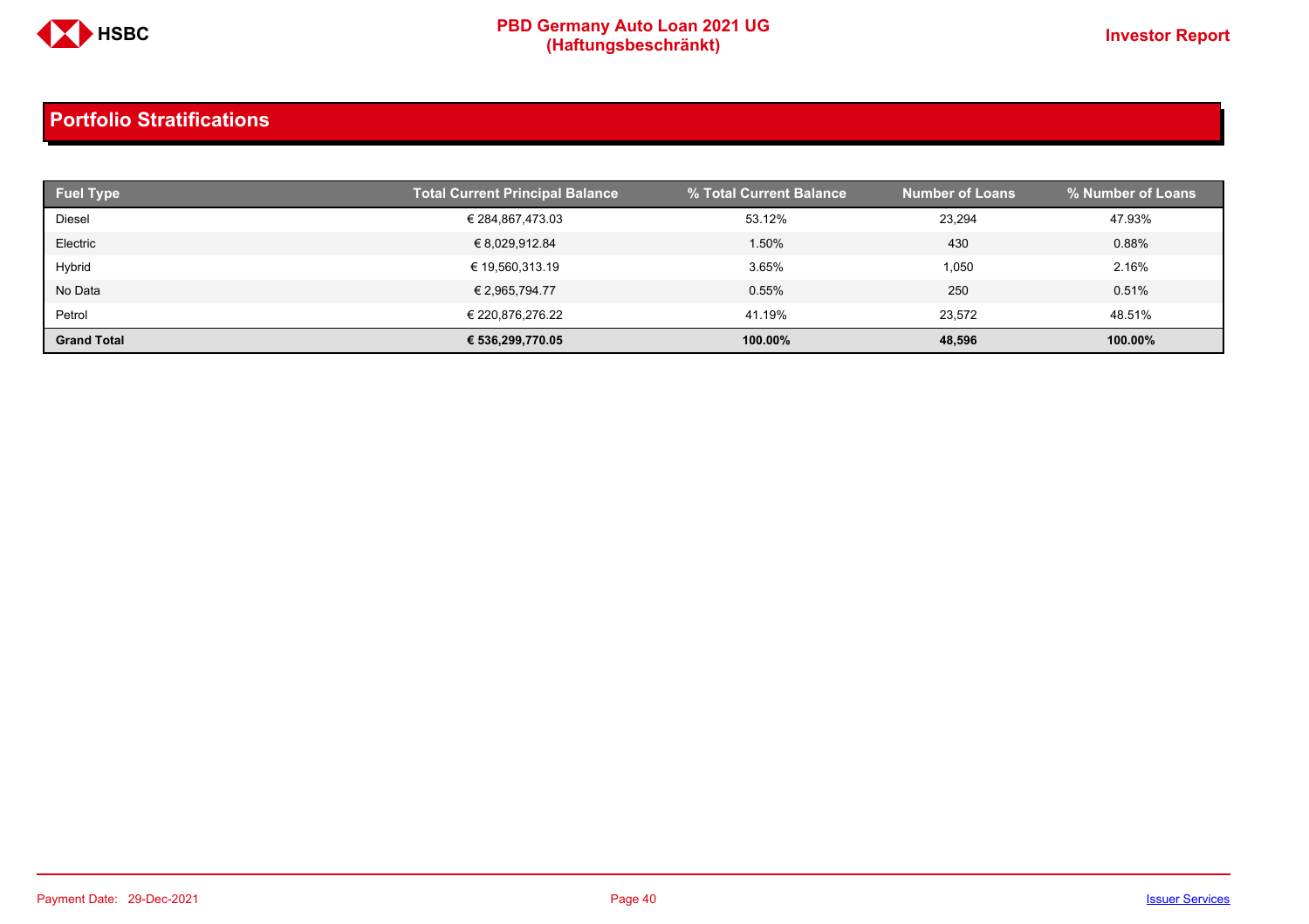## Portfolio Stratifications

| Fuel Type | Total Current Principal Balance | % Total Current Balance | Number of Loans | % Number of Loans |
|---|---|---|---|---|
| Diesel | € 284,867,473.03 | 53.12% | 23,294 | 47.93% |
| Electric | € 8,029,912.84 | 1.50% | 430 | 0.88% |
| Hybrid | € 19,560,313.19 | 3.65% | 1,050 | 2.16% |
| No Data | € 2,965,794.77 | 0.55% | 250 | 0.51% |
| Petrol | € 220,876,276.22 | 41.19% | 23,572 | 48.51% |
| **Grand Total** | **€ 536,299,770.05** | **100.00%** | **48,596** | **100.00%** |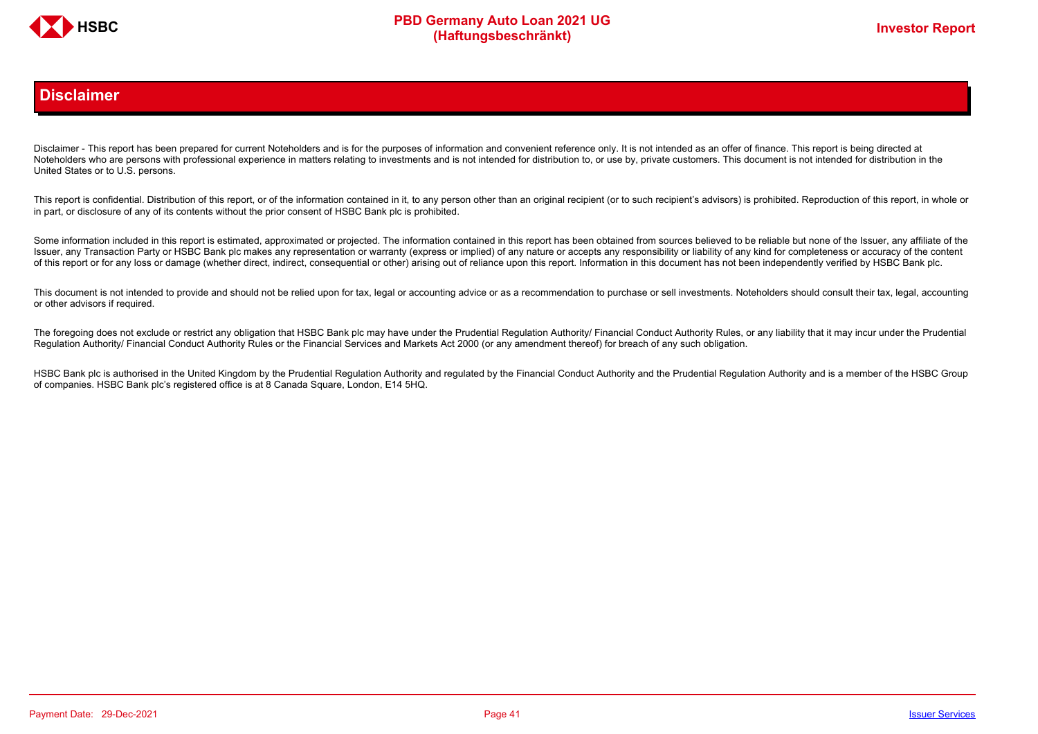# Disclaimer

Disclaimer - This report has been prepared for current Noteholders and is for the purposes of information and convenient reference only. It is not intended as an offer of finance. This report is being directed at Noteholders who are persons with professional experience in matters relating to investments and is not intended for distribution to, or use by, private customers. This document is not intended for distribution in the United States or to U.S. persons.

This report is confidential. Distribution of this report, or of the information contained in it, to any person other than an original recipient (or to such recipient's advisors) is prohibited. Reproduction of this report, in whole or in part, or disclosure of any of its contents without the prior consent of HSBC Bank plc is prohibited.

Some information included in this report is estimated, approximated or projected. The information contained in this report has been obtained from sources believed to be reliable but none of the Issuer, any affiliate of the Issuer, any Transaction Party or HSBC Bank plc makes any representation or warranty (express or implied) of any nature or accepts any responsibility or liability of any kind for completeness or accuracy of the content of this report or for any loss or damage (whether direct, indirect, consequential or other) arising out of reliance upon this report. Information in this document has not been independently verified by HSBC Bank plc.

This document is not intended to provide and should not be relied upon for tax, legal or accounting advice or as a recommendation to purchase or sell investments. Noteholders should consult their tax, legal, accounting or other advisors if required.

The foregoing does not exclude or restrict any obligation that HSBC Bank plc may have under the Prudential Regulation Authority/ Financial Conduct Authority Rules, or any liability that it may incur under the Prudential Regulation Authority/ Financial Conduct Authority Rules or the Financial Services and Markets Act 2000 (or any amendment thereof) for breach of any such obligation.

HSBC Bank plc is authorised in the United Kingdom by the Prudential Regulation Authority and regulated by the Financial Conduct Authority and the Prudential Regulation Authority and is a member of the HSBC Group of companies. HSBC Bank plc's registered office is at 8 Canada Square, London, E14 5HQ.